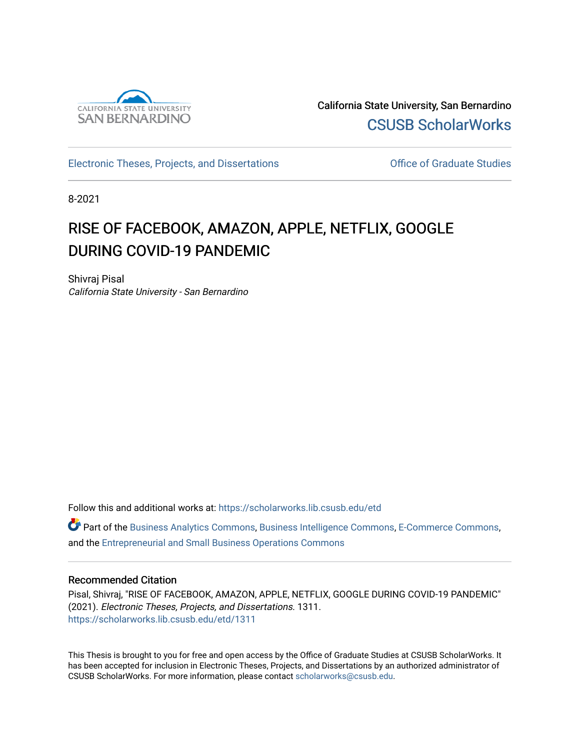California State University, San Bernardino

CSUSB ScholarWorks

Electronic Theses, Projects, and Dissertations

Office of Graduate Studies

8-2021

# RISE OF FACEBOOK, AMAZON, APPLE, NETFLIX, GOOGLE DURING COVID-19 PANDEMIC

Shivraj Pisal

*California State University - San Bernardino*

Follow this and additional works at: https://scholarworks.lib.csusb.edu/etd

Part of the Business Analytics Commons, Business Intelligence Commons, E-Commerce Commons, and the Entrepreneurial and Small Business Operations Commons

## Recommended Citation

Pisal, Shivraj, "RISE OF FACEBOOK, AMAZON, APPLE, NETFLIX, GOOGLE DURING COVID-19 PANDEMIC" (2021). *Electronic Theses, Projects, and Dissertations*. 1311.
https://scholarworks.lib.csusb.edu/etd/1311

This Thesis is brought to you for free and open access by the Office of Graduate Studies at CSUSB ScholarWorks. It has been accepted for inclusion in Electronic Theses, Projects, and Dissertations by an authorized administrator of CSUSB ScholarWorks. For more information, please contact scholarworks@csusb.edu.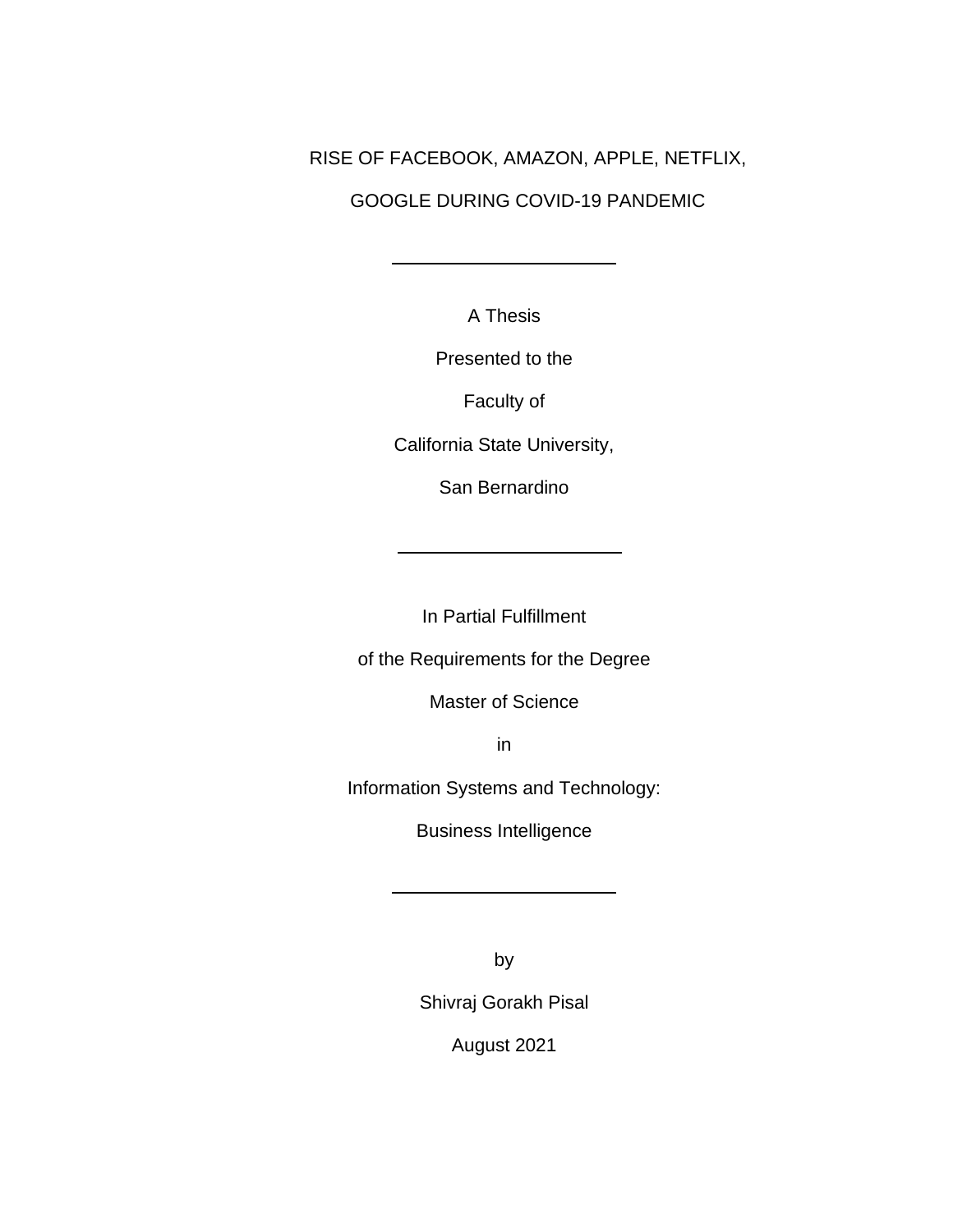# RISE OF FACEBOOK, AMAZON, APPLE, NETFLIX, GOOGLE DURING COVID-19 PANDEMIC

---

A Thesis

Presented to the

Faculty of

California State University,

San Bernardino

---

In Partial Fulfillment

of the Requirements for the Degree

Master of Science

in

Information Systems and Technology:

Business Intelligence

---

by

Shivraj Gorakh Pisal

August 2021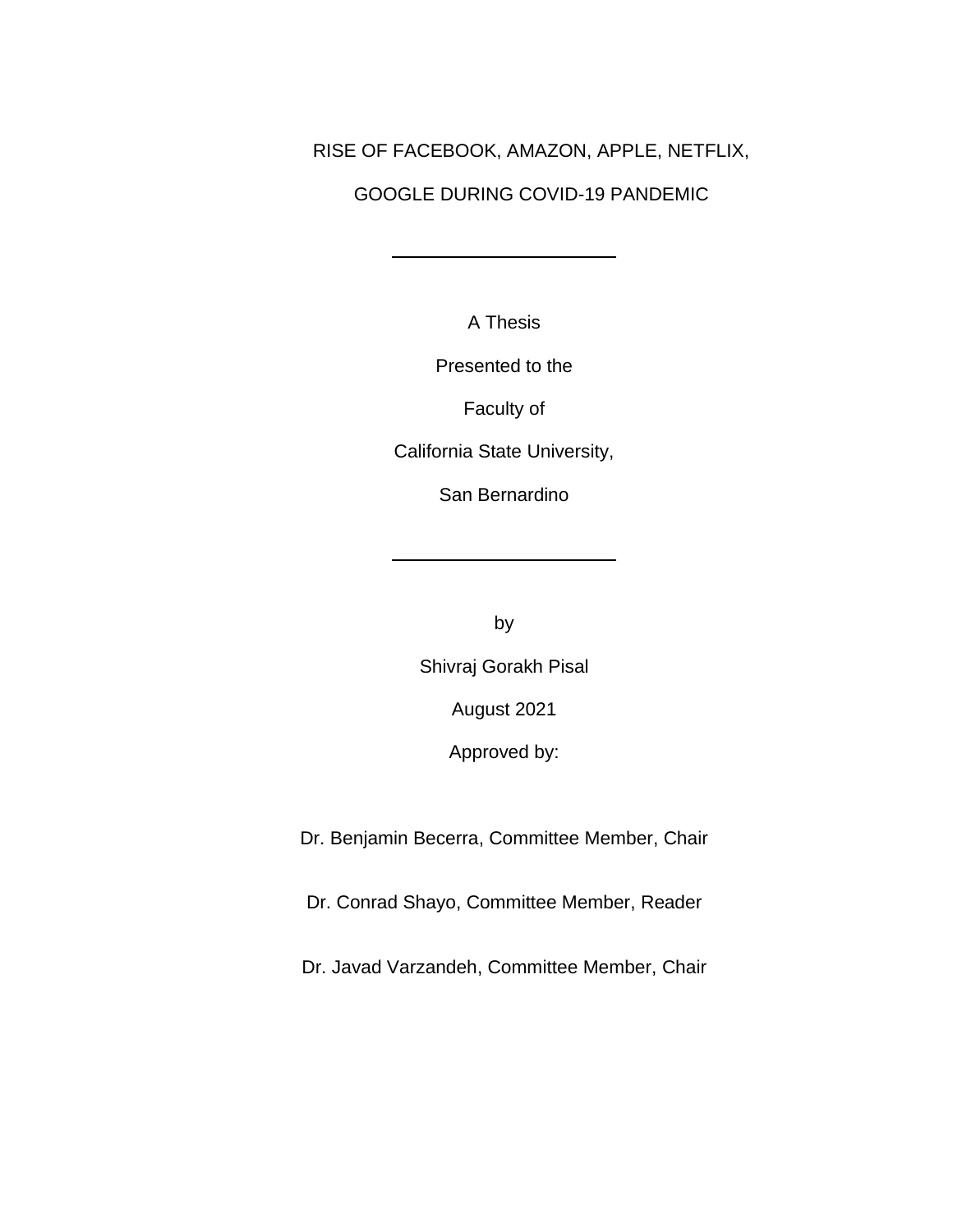RISE OF FACEBOOK, AMAZON, APPLE, NETFLIX,

GOOGLE DURING COVID-19 PANDEMIC

---

A Thesis

Presented to the

Faculty of

California State University,

San Bernardino

---

by

Shivraj Gorakh Pisal

August 2021

Approved by:

Dr. Benjamin Becerra, Committee Member, Chair

Dr. Conrad Shayo, Committee Member, Reader

Dr. Javad Varzandeh, Committee Member, Chair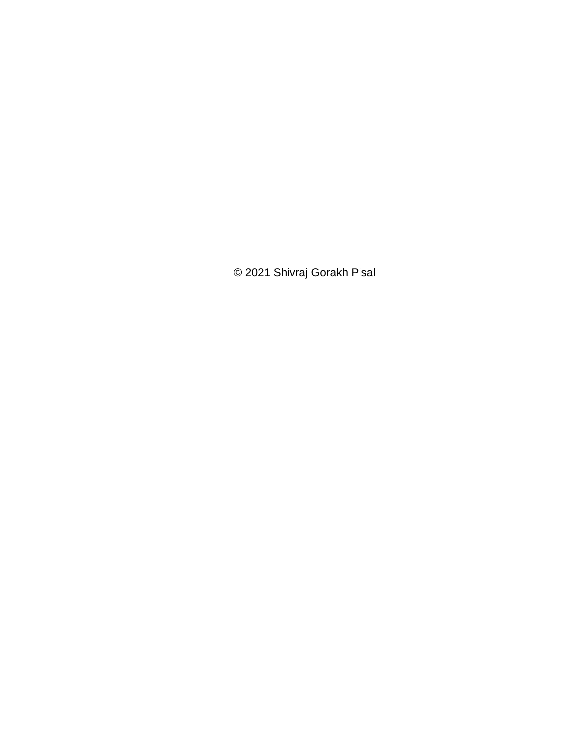© 2021 Shivraj Gorakh Pisal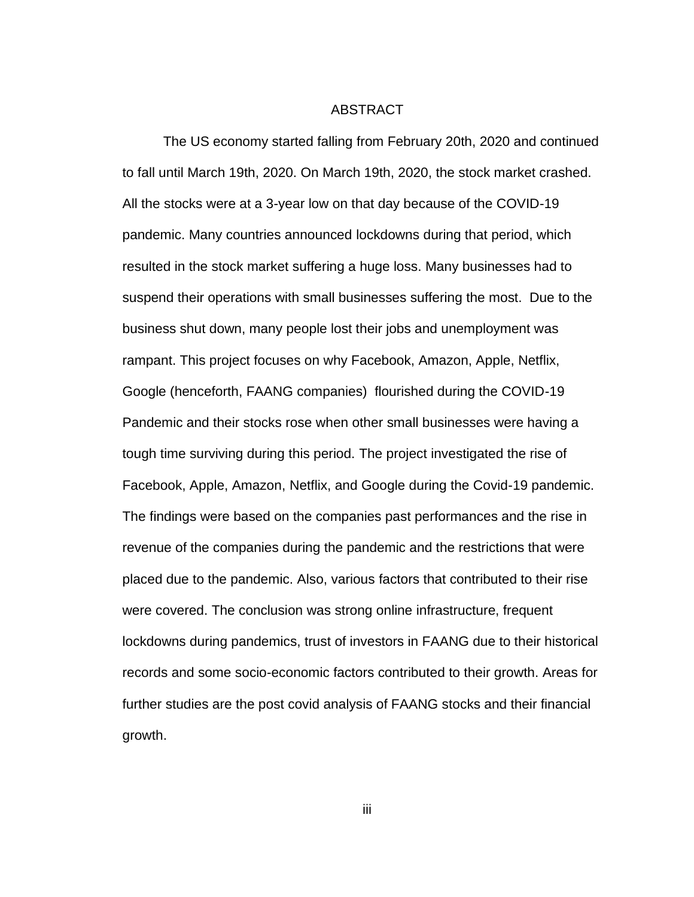# ABSTRACT

The US economy started falling from February 20th, 2020 and continued to fall until March 19th, 2020. On March 19th, 2020, the stock market crashed. All the stocks were at a 3-year low on that day because of the COVID-19 pandemic. Many countries announced lockdowns during that period, which resulted in the stock market suffering a huge loss. Many businesses had to suspend their operations with small businesses suffering the most. Due to the business shut down, many people lost their jobs and unemployment was rampant. This project focuses on why Facebook, Amazon, Apple, Netflix, Google (henceforth, FAANG companies) flourished during the COVID-19 Pandemic and their stocks rose when other small businesses were having a tough time surviving during this period. The project investigated the rise of Facebook, Apple, Amazon, Netflix, and Google during the Covid-19 pandemic. The findings were based on the companies past performances and the rise in revenue of the companies during the pandemic and the restrictions that were placed due to the pandemic. Also, various factors that contributed to their rise were covered. The conclusion was strong online infrastructure, frequent lockdowns during pandemics, trust of investors in FAANG due to their historical records and some socio-economic factors contributed to their growth. Areas for further studies are the post covid analysis of FAANG stocks and their financial growth.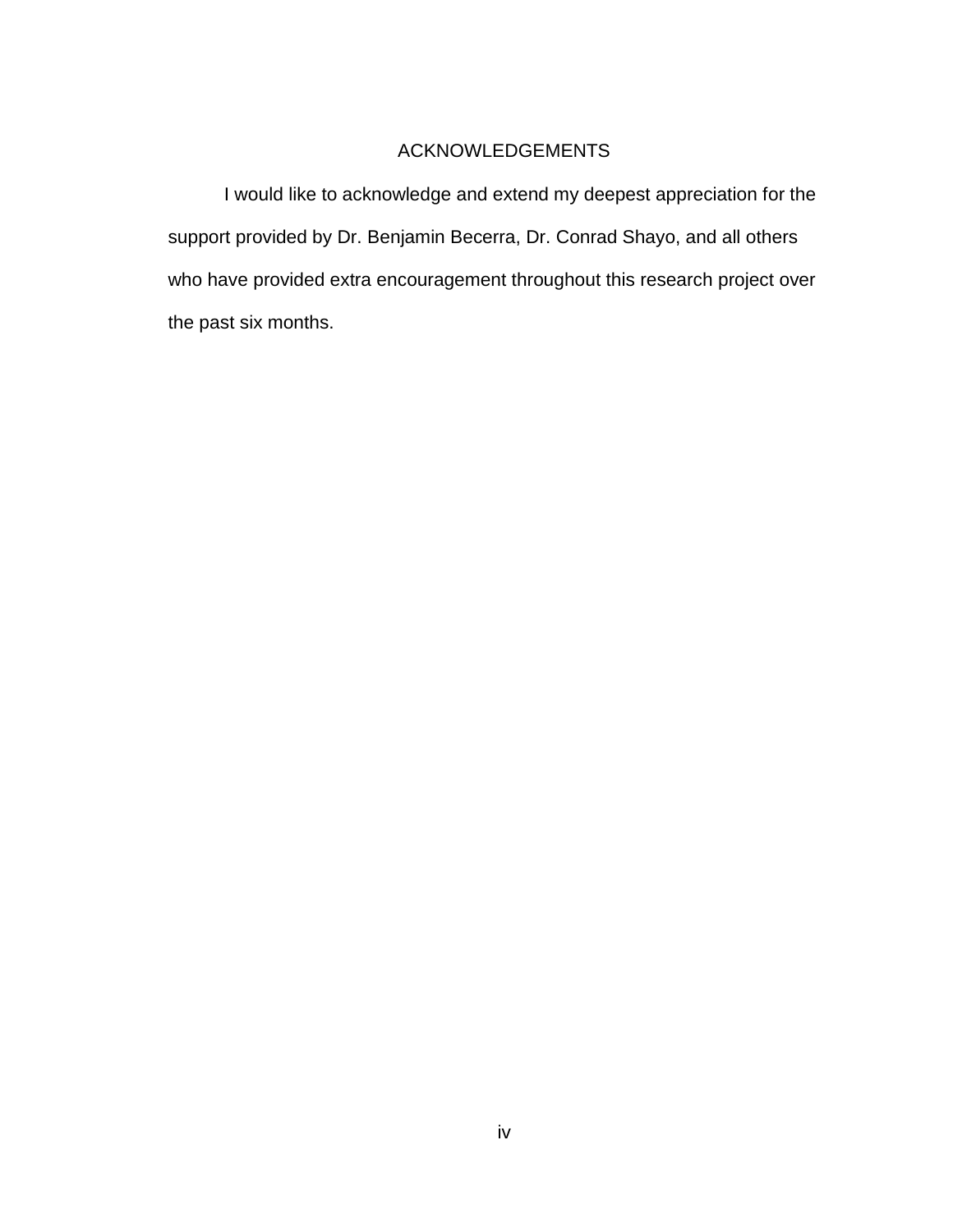# ACKNOWLEDGEMENTS

I would like to acknowledge and extend my deepest appreciation for the support provided by Dr. Benjamin Becerra, Dr. Conrad Shayo, and all others who have provided extra encouragement throughout this research project over the past six months.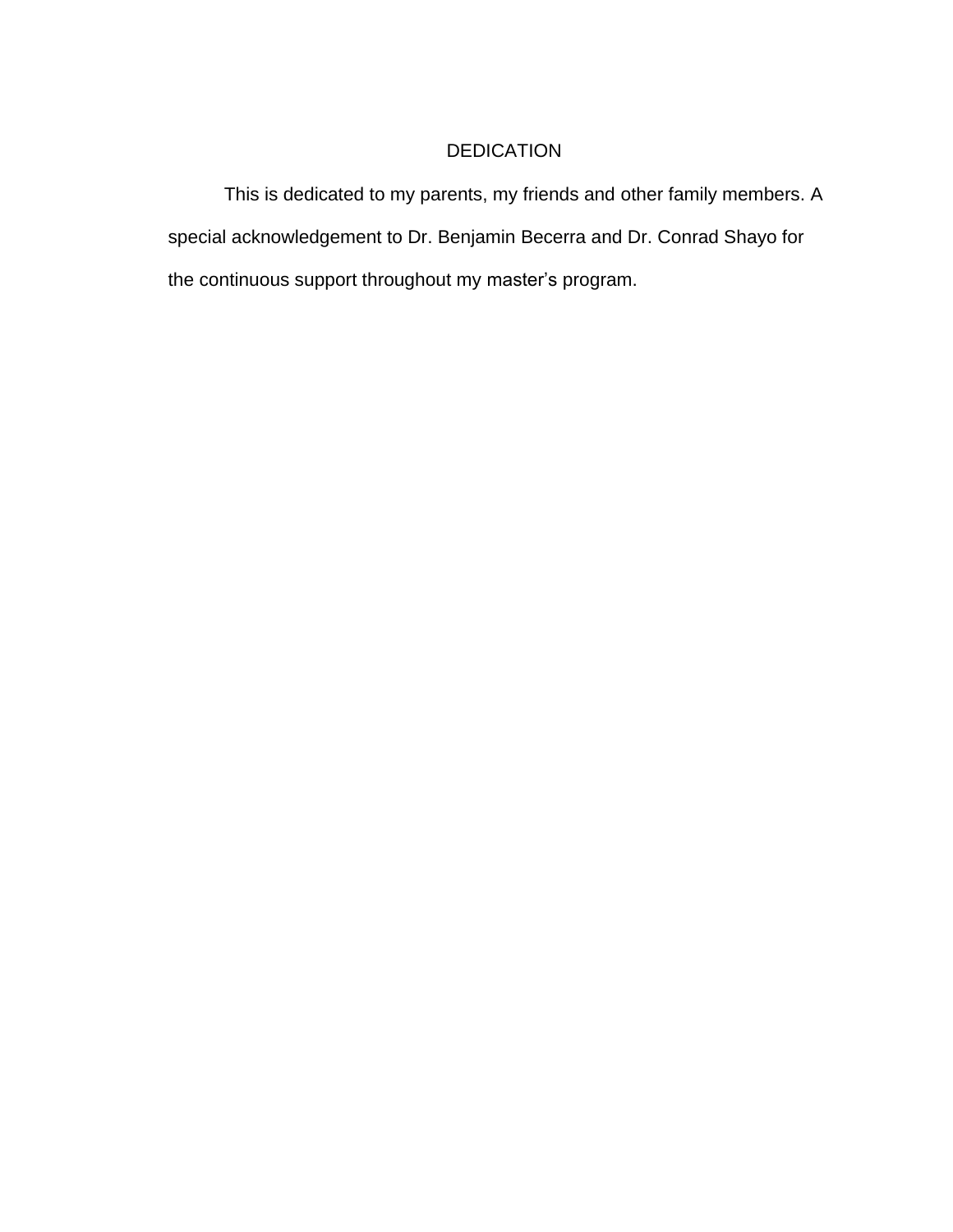# DEDICATION

This is dedicated to my parents, my friends and other family members. A special acknowledgement to Dr. Benjamin Becerra and Dr. Conrad Shayo for the continuous support throughout my master's program.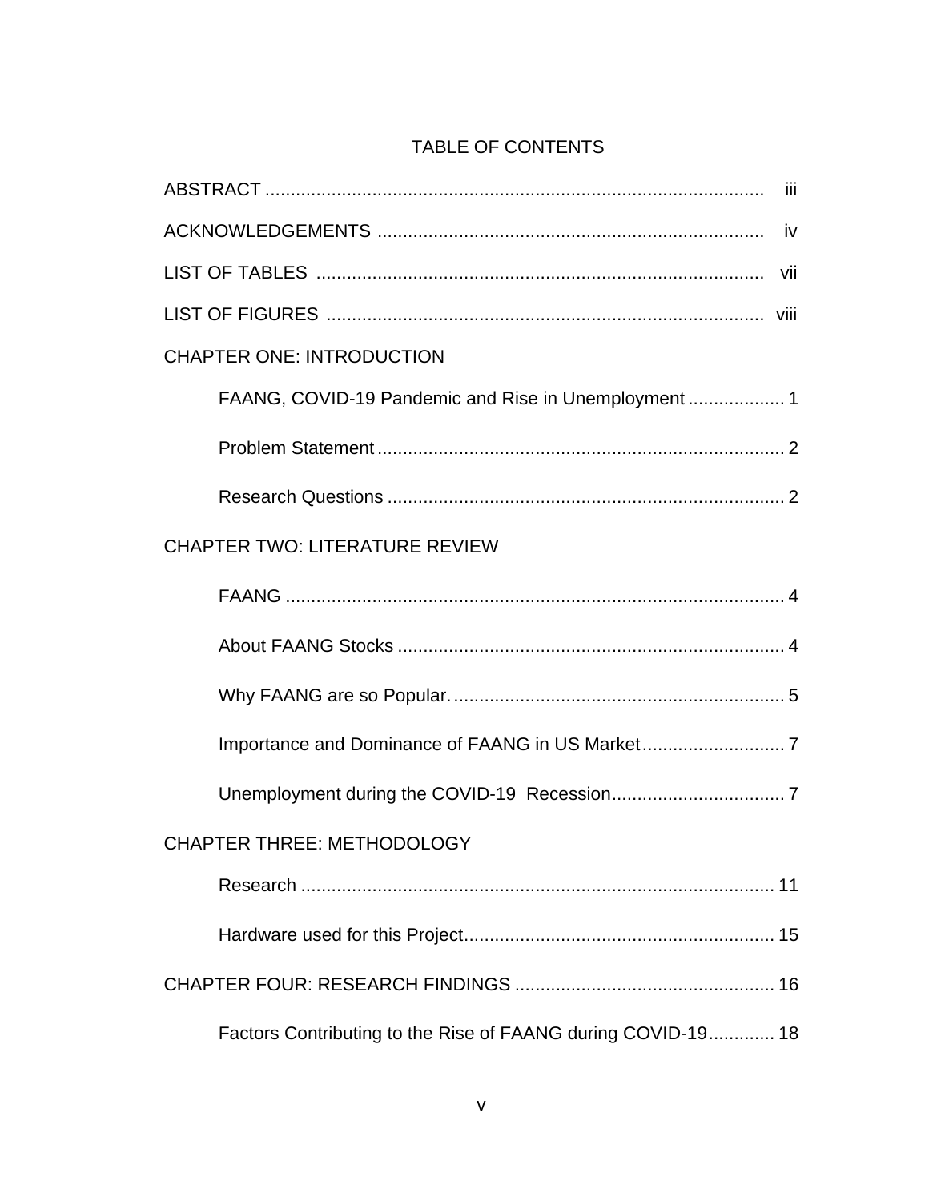# TABLE OF CONTENTS

ABSTRACT .......................................................................................... iii

ACKNOWLEDGEMENTS ........................................................................ iv

LIST OF TABLES ................................................................................. vii

LIST OF FIGURES ............................................................................... viii

CHAPTER ONE: INTRODUCTION

- FAANG, COVID-19 Pandemic and Rise in Unemployment ................... 1
- Problem Statement ............................................................................ 2
- Research Questions ........................................................................... 2

CHAPTER TWO: LITERATURE REVIEW

- FAANG ................................................................................................ 4
- About FAANG Stocks .......................................................................... 4
- Why FAANG are so Popular. ............................................................... 5
- Importance and Dominance of FAANG in US Market ............................ 7
- Unemployment during the COVID-19 Recession .................................. 7

CHAPTER THREE: METHODOLOGY

- Research ........................................................................................... 11
- Hardware used for this Project ........................................................... 15

CHAPTER FOUR: RESEARCH FINDINGS ................................................. 16

- Factors Contributing to the Rise of FAANG during COVID-19 ............. 18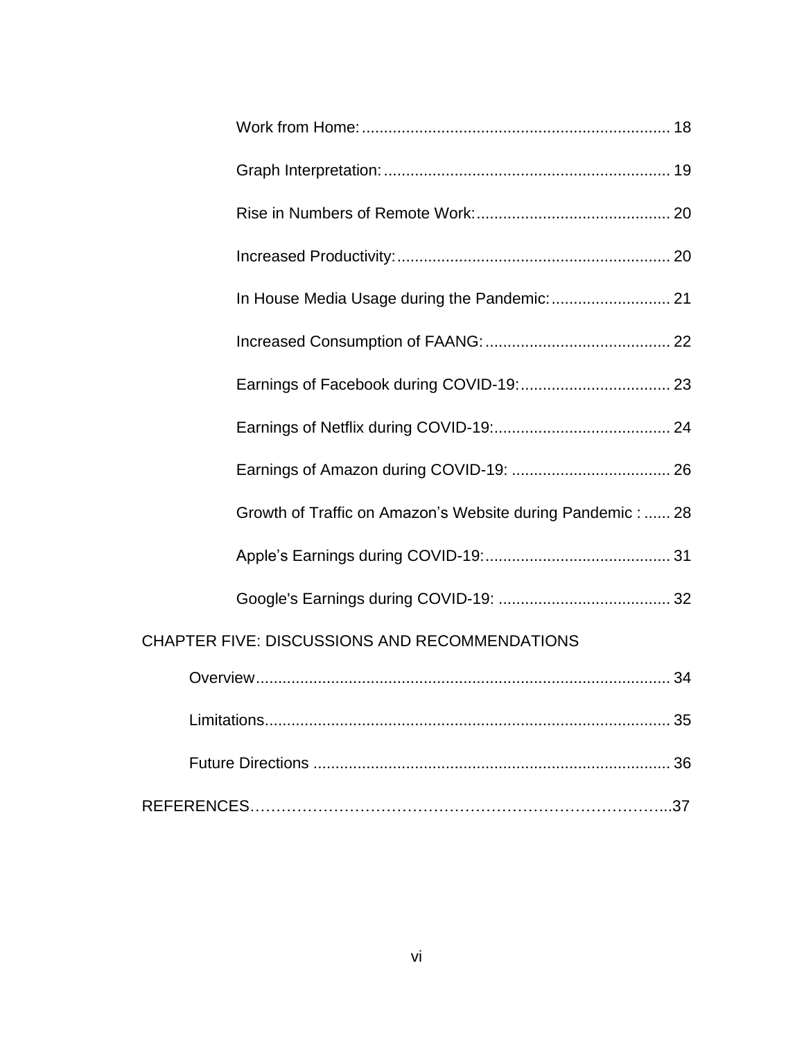Work from Home: 18

Graph Interpretation: 19

Rise in Numbers of Remote Work: 20

Increased Productivity: 20

In House Media Usage during the Pandemic: 21

Increased Consumption of FAANG: 22

Earnings of Facebook during COVID-19: 23

Earnings of Netflix during COVID-19: 24

Earnings of Amazon during COVID-19: 26

Growth of Traffic on Amazon's Website during Pandemic : 28

Apple's Earnings during COVID-19: 31

Google's Earnings during COVID-19: 32

CHAPTER FIVE: DISCUSSIONS AND RECOMMENDATIONS

Overview 34

Limitations 35

Future Directions 36

REFERENCES 37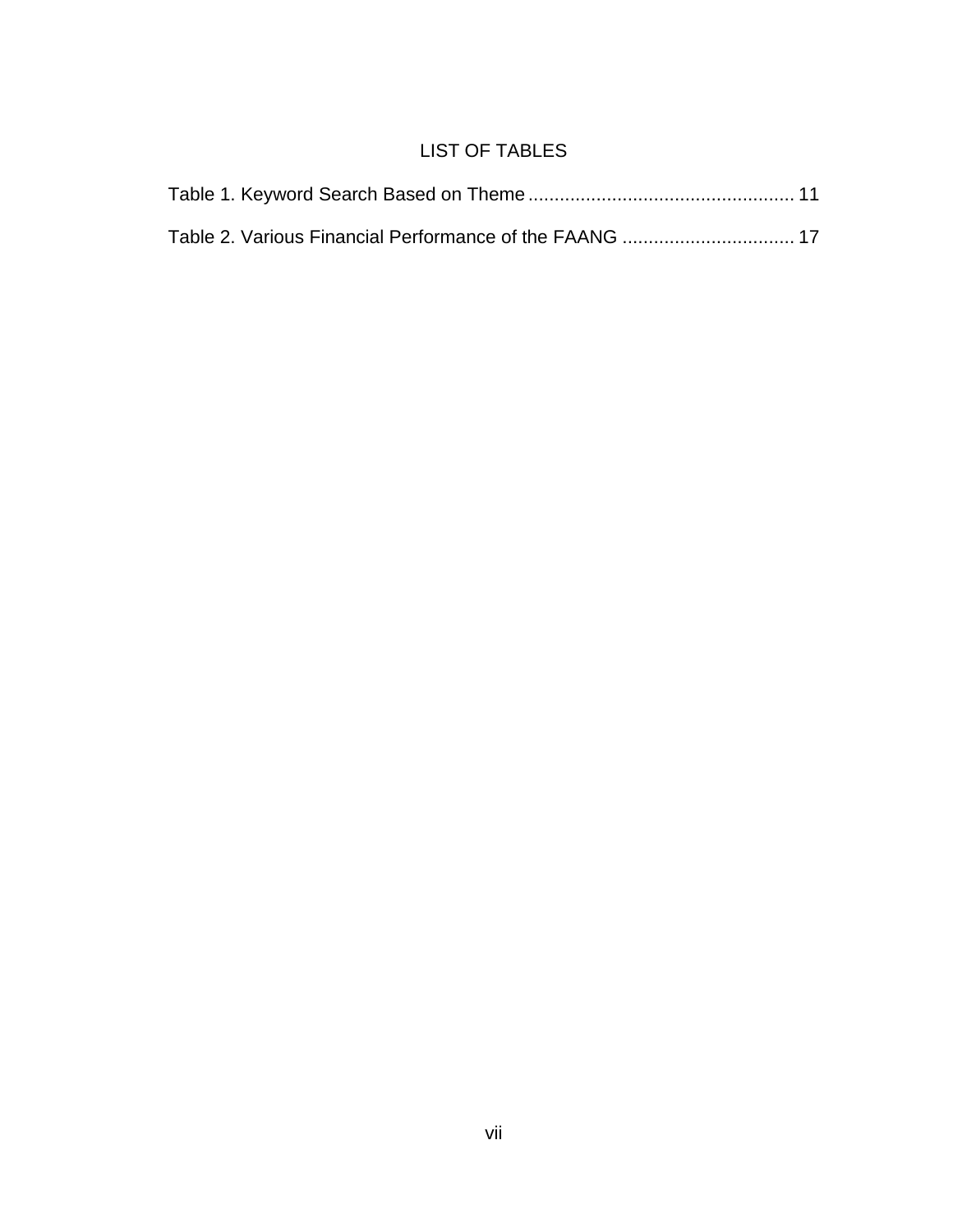# LIST OF TABLES

Table 1. Keyword Search Based on Theme .................................................... 11

Table 2. Various Financial Performance of the FAANG ................................. 17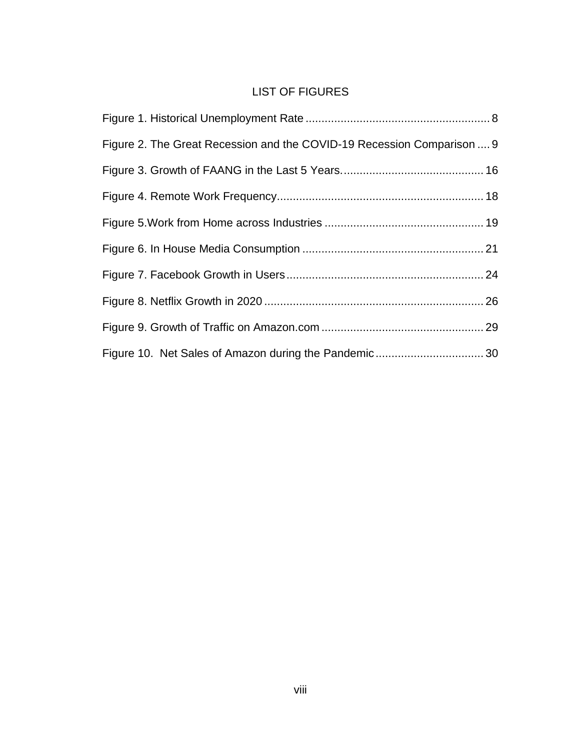# LIST OF FIGURES

Figure 1. Historical Unemployment Rate ......................................................... 8

Figure 2. The Great Recession and the COVID-19 Recession Comparison .... 9

Figure 3. Growth of FAANG in the Last 5 Years. ........................................... 16

Figure 4. Remote Work Frequency................................................................ 18

Figure 5.Work from Home across Industries ................................................. 19

Figure 6. In House Media Consumption ........................................................ 21

Figure 7. Facebook Growth in Users ............................................................. 24

Figure 8. Netflix Growth in 2020 .................................................................... 26

Figure 9. Growth of Traffic on Amazon.com .................................................. 29

Figure 10. Net Sales of Amazon during the Pandemic ................................. 30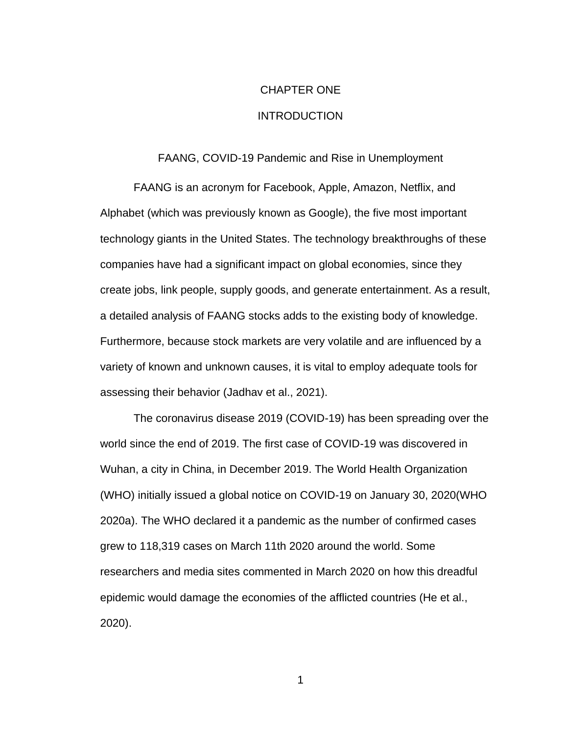# CHAPTER ONE

# INTRODUCTION

## FAANG, COVID-19 Pandemic and Rise in Unemployment

FAANG is an acronym for Facebook, Apple, Amazon, Netflix, and Alphabet (which was previously known as Google), the five most important technology giants in the United States. The technology breakthroughs of these companies have had a significant impact on global economies, since they create jobs, link people, supply goods, and generate entertainment. As a result, a detailed analysis of FAANG stocks adds to the existing body of knowledge. Furthermore, because stock markets are very volatile and are influenced by a variety of known and unknown causes, it is vital to employ adequate tools for assessing their behavior (Jadhav et al., 2021).

The coronavirus disease 2019 (COVID-19) has been spreading over the world since the end of 2019. The first case of COVID-19 was discovered in Wuhan, a city in China, in December 2019. The World Health Organization (WHO) initially issued a global notice on COVID-19 on January 30, 2020(WHO 2020a). The WHO declared it a pandemic as the number of confirmed cases grew to 118,319 cases on March 11th 2020 around the world. Some researchers and media sites commented in March 2020 on how this dreadful epidemic would damage the economies of the afflicted countries (He et al., 2020).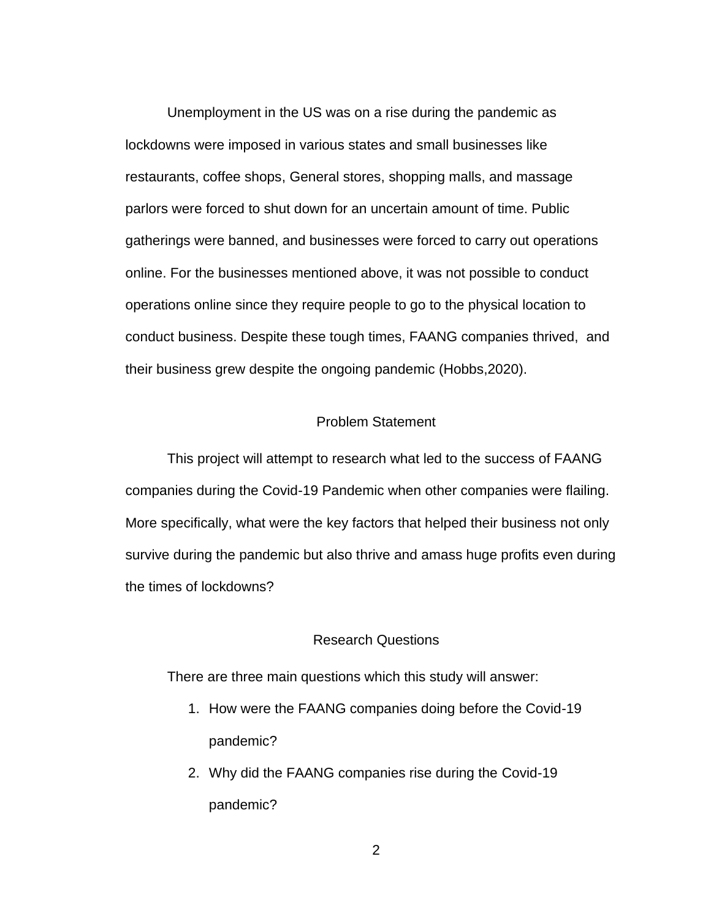Unemployment in the US was on a rise during the pandemic as lockdowns were imposed in various states and small businesses like restaurants, coffee shops, General stores, shopping malls, and massage parlors were forced to shut down for an uncertain amount of time. Public gatherings were banned, and businesses were forced to carry out operations online. For the businesses mentioned above, it was not possible to conduct operations online since they require people to go to the physical location to conduct business. Despite these tough times, FAANG companies thrived, and their business grew despite the ongoing pandemic (Hobbs,2020).

## Problem Statement

This project will attempt to research what led to the success of FAANG companies during the Covid-19 Pandemic when other companies were flailing. More specifically, what were the key factors that helped their business not only survive during the pandemic but also thrive and amass huge profits even during the times of lockdowns?

## Research Questions

There are three main questions which this study will answer:

1. How were the FAANG companies doing before the Covid-19 pandemic?
2. Why did the FAANG companies rise during the Covid-19 pandemic?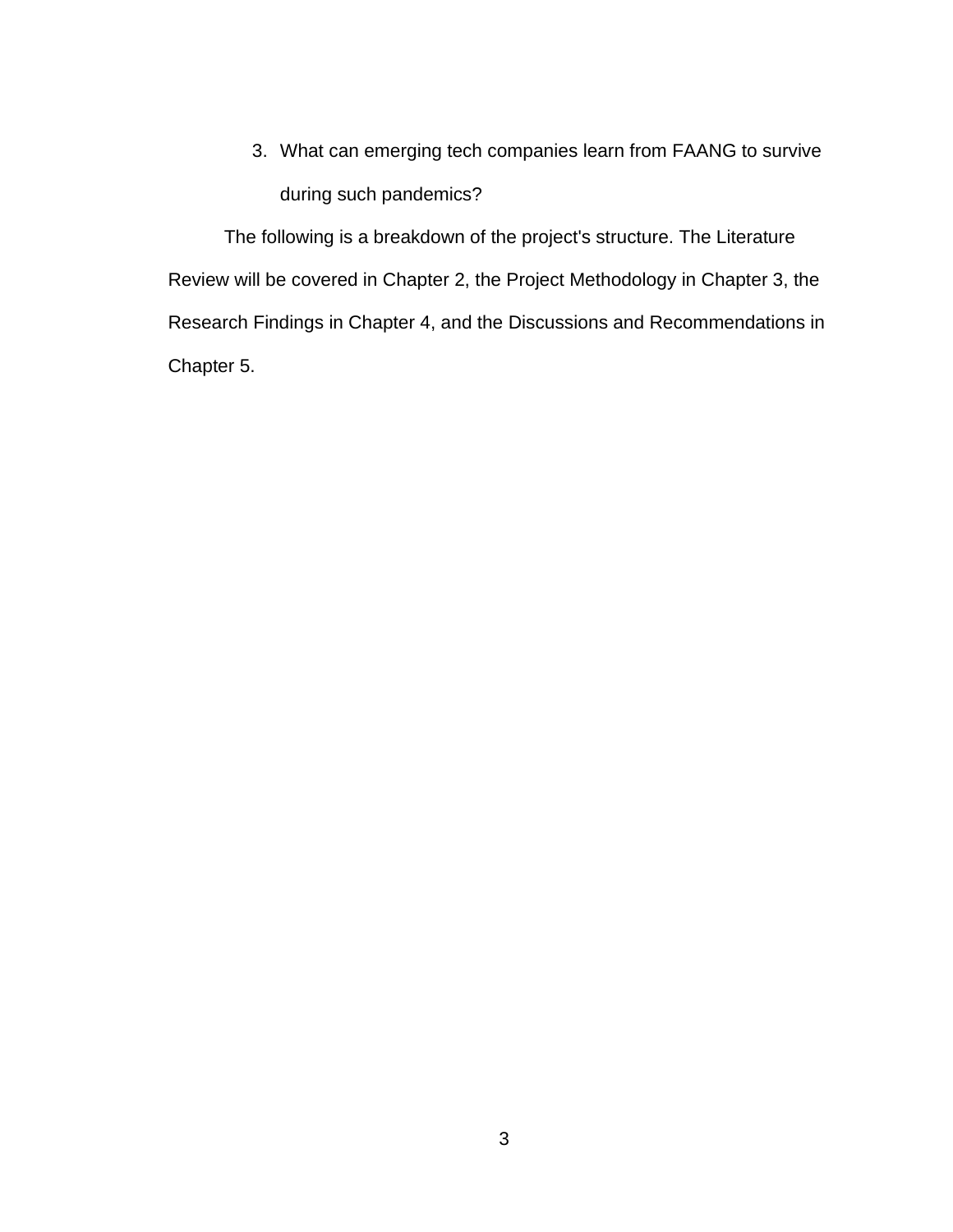3. What can emerging tech companies learn from FAANG to survive during such pandemics?

The following is a breakdown of the project's structure. The Literature Review will be covered in Chapter 2, the Project Methodology in Chapter 3, the Research Findings in Chapter 4, and the Discussions and Recommendations in Chapter 5.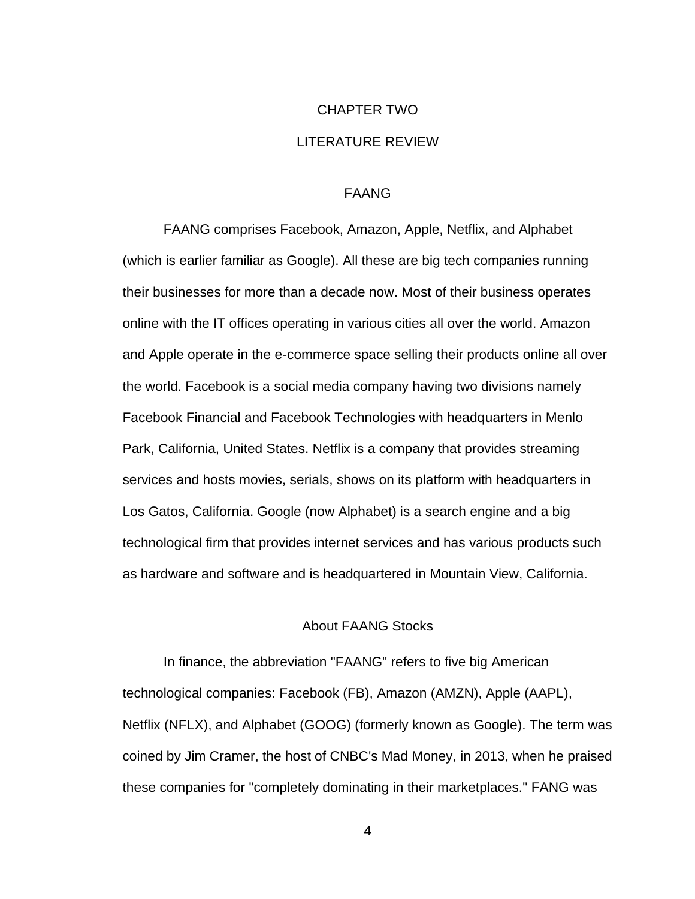# CHAPTER TWO

# LITERATURE REVIEW

## FAANG

FAANG comprises Facebook, Amazon, Apple, Netflix, and Alphabet (which is earlier familiar as Google). All these are big tech companies running their businesses for more than a decade now. Most of their business operates online with the IT offices operating in various cities all over the world. Amazon and Apple operate in the e-commerce space selling their products online all over the world. Facebook is a social media company having two divisions namely Facebook Financial and Facebook Technologies with headquarters in Menlo Park, California, United States. Netflix is a company that provides streaming services and hosts movies, serials, shows on its platform with headquarters in Los Gatos, California. Google (now Alphabet) is a search engine and a big technological firm that provides internet services and has various products such as hardware and software and is headquartered in Mountain View, California.

## About FAANG Stocks

In finance, the abbreviation "FAANG" refers to five big American technological companies: Facebook (FB), Amazon (AMZN), Apple (AAPL), Netflix (NFLX), and Alphabet (GOOG) (formerly known as Google). The term was coined by Jim Cramer, the host of CNBC's Mad Money, in 2013, when he praised these companies for "completely dominating in their marketplaces." FANG was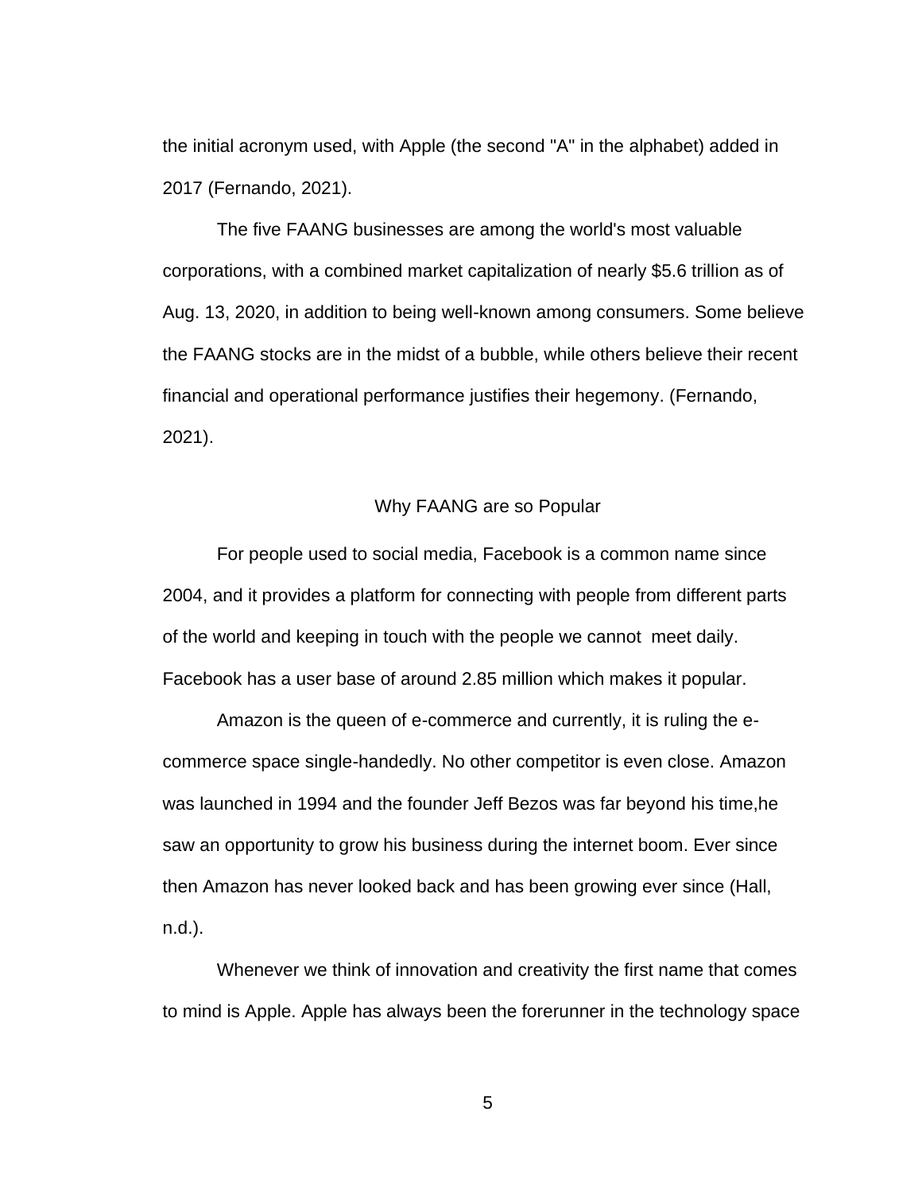the initial acronym used, with Apple (the second "A" in the alphabet) added in 2017 (Fernando, 2021).

The five FAANG businesses are among the world's most valuable corporations, with a combined market capitalization of nearly $5.6 trillion as of Aug. 13, 2020, in addition to being well-known among consumers. Some believe the FAANG stocks are in the midst of a bubble, while others believe their recent financial and operational performance justifies their hegemony. (Fernando, 2021).

## Why FAANG are so Popular

For people used to social media, Facebook is a common name since 2004, and it provides a platform for connecting with people from different parts of the world and keeping in touch with the people we cannot  meet daily. Facebook has a user base of around 2.85 million which makes it popular.

Amazon is the queen of e-commerce and currently, it is ruling the e-commerce space single-handedly. No other competitor is even close. Amazon was launched in 1994 and the founder Jeff Bezos was far beyond his time,he saw an opportunity to grow his business during the internet boom. Ever since then Amazon has never looked back and has been growing ever since (Hall, n.d.).

Whenever we think of innovation and creativity the first name that comes to mind is Apple. Apple has always been the forerunner in the technology space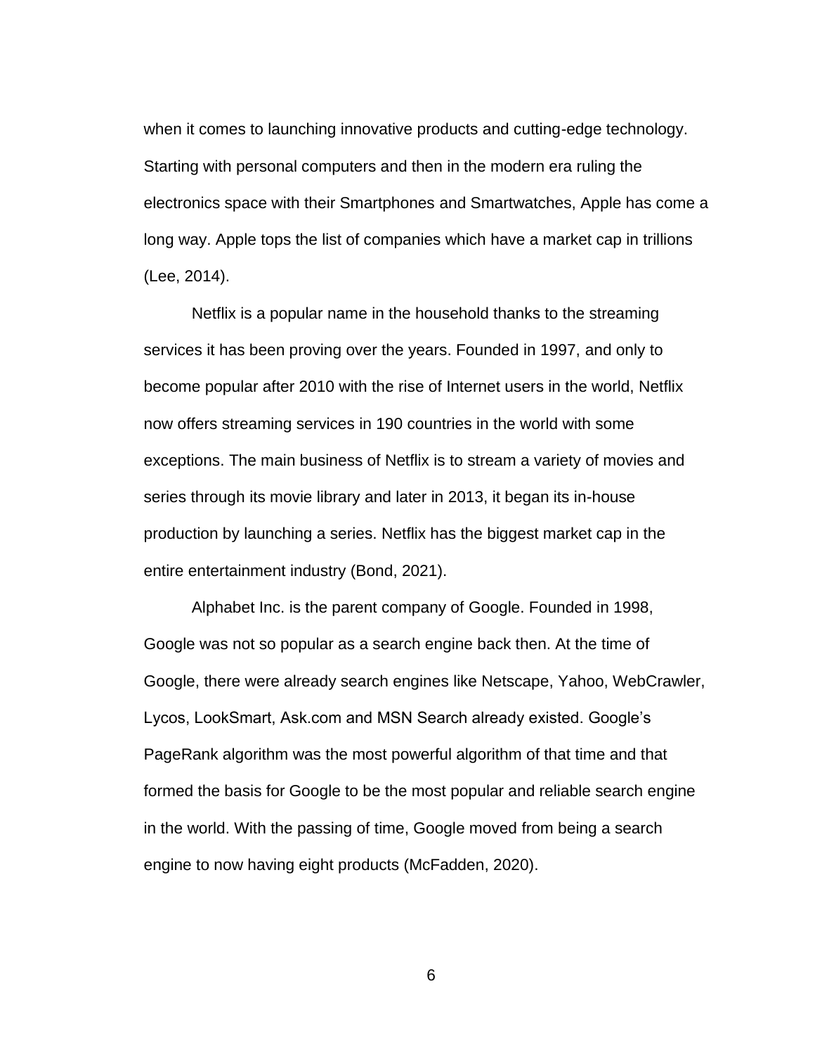when it comes to launching innovative products and cutting-edge technology. Starting with personal computers and then in the modern era ruling the electronics space with their Smartphones and Smartwatches, Apple has come a long way. Apple tops the list of companies which have a market cap in trillions (Lee, 2014).

Netflix is a popular name in the household thanks to the streaming services it has been proving over the years. Founded in 1997, and only to become popular after 2010 with the rise of Internet users in the world, Netflix now offers streaming services in 190 countries in the world with some exceptions. The main business of Netflix is to stream a variety of movies and series through its movie library and later in 2013, it began its in-house production by launching a series. Netflix has the biggest market cap in the entire entertainment industry (Bond, 2021).

Alphabet Inc. is the parent company of Google. Founded in 1998, Google was not so popular as a search engine back then. At the time of Google, there were already search engines like Netscape, Yahoo, WebCrawler, Lycos, LookSmart, Ask.com and MSN Search already existed. Google's PageRank algorithm was the most powerful algorithm of that time and that formed the basis for Google to be the most popular and reliable search engine in the world. With the passing of time, Google moved from being a search engine to now having eight products (McFadden, 2020).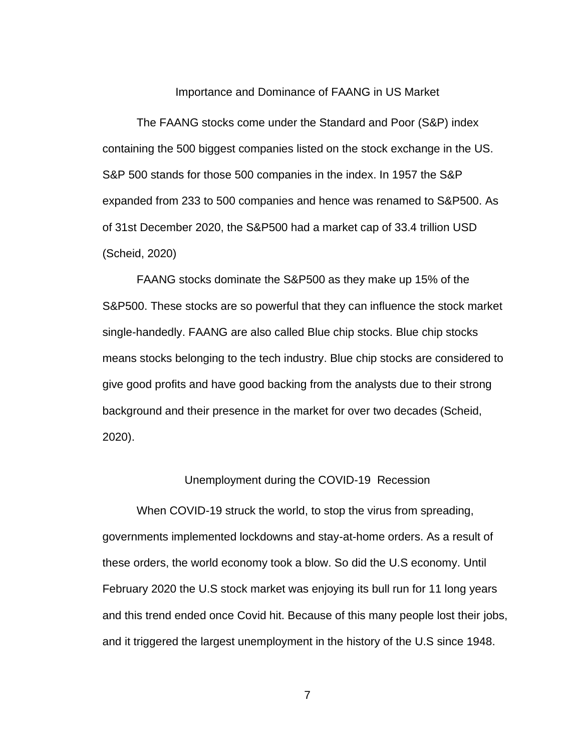## Importance and Dominance of FAANG in US Market

The FAANG stocks come under the Standard and Poor (S&P) index containing the 500 biggest companies listed on the stock exchange in the US. S&P 500 stands for those 500 companies in the index. In 1957 the S&P expanded from 233 to 500 companies and hence was renamed to S&P500. As of 31st December 2020, the S&P500 had a market cap of 33.4 trillion USD (Scheid, 2020)

FAANG stocks dominate the S&P500 as they make up 15% of the S&P500. These stocks are so powerful that they can influence the stock market single-handedly. FAANG are also called Blue chip stocks. Blue chip stocks means stocks belonging to the tech industry. Blue chip stocks are considered to give good profits and have good backing from the analysts due to their strong background and their presence in the market for over two decades (Scheid, 2020).

## Unemployment during the COVID-19 Recession

When COVID-19 struck the world, to stop the virus from spreading, governments implemented lockdowns and stay-at-home orders. As a result of these orders, the world economy took a blow. So did the U.S economy. Until February 2020 the U.S stock market was enjoying its bull run for 11 long years and this trend ended once Covid hit. Because of this many people lost their jobs, and it triggered the largest unemployment in the history of the U.S since 1948.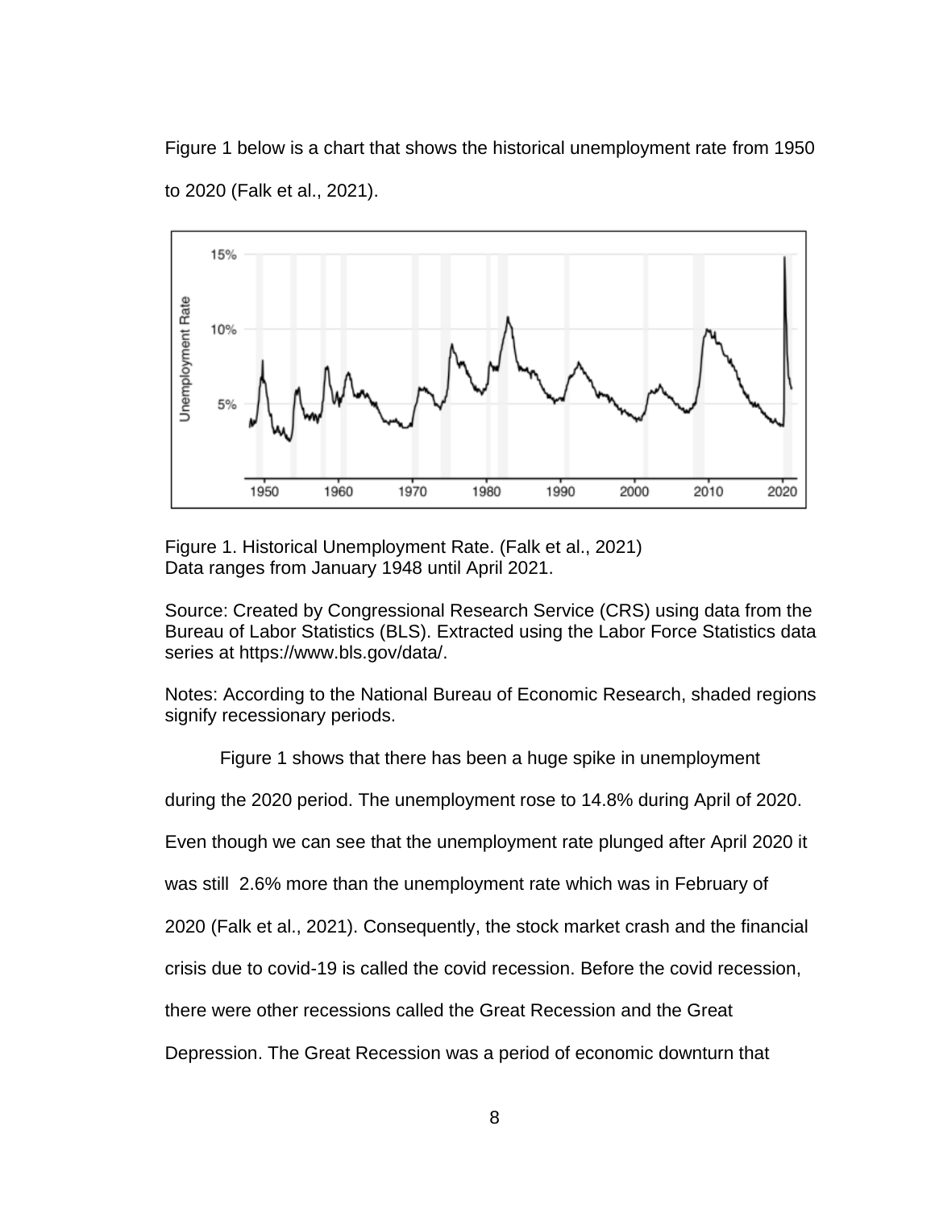Figure 1 below is a chart that shows the historical unemployment rate from 1950 to 2020 (Falk et al., 2021).

Figure 1. Historical Unemployment Rate. (Falk et al., 2021)
Data ranges from January 1948 until April 2021.

Source: Created by Congressional Research Service (CRS) using data from the Bureau of Labor Statistics (BLS). Extracted using the Labor Force Statistics data series at https://www.bls.gov/data/.

Notes: According to the National Bureau of Economic Research, shaded regions signify recessionary periods.

Figure 1 shows that there has been a huge spike in unemployment during the 2020 period. The unemployment rose to 14.8% during April of 2020. Even though we can see that the unemployment rate plunged after April 2020 it was still 2.6% more than the unemployment rate which was in February of 2020 (Falk et al., 2021). Consequently, the stock market crash and the financial crisis due to covid-19 is called the covid recession. Before the covid recession, there were other recessions called the Great Recession and the Great Depression. The Great Recession was a period of economic downturn that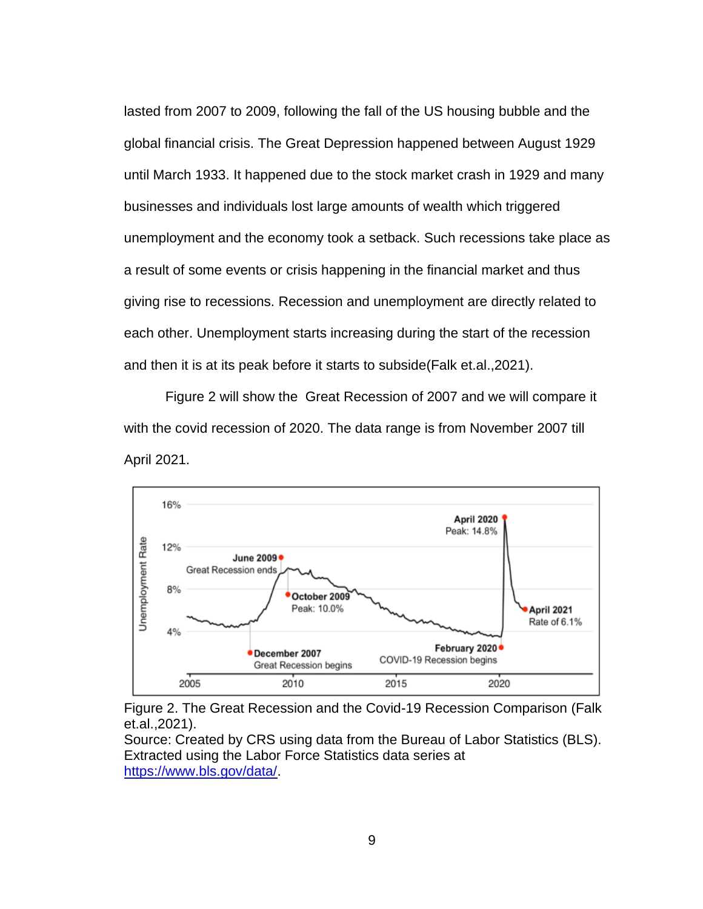lasted from 2007 to 2009, following the fall of the US housing bubble and the global financial crisis. The Great Depression happened between August 1929 until March 1933. It happened due to the stock market crash in 1929 and many businesses and individuals lost large amounts of wealth which triggered unemployment and the economy took a setback. Such recessions take place as a result of some events or crisis happening in the financial market and thus giving rise to recessions. Recession and unemployment are directly related to each other. Unemployment starts increasing during the start of the recession and then it is at its peak before it starts to subside(Falk et.al.,2021).

Figure 2 will show the Great Recession of 2007 and we will compare it with the covid recession of 2020. The data range is from November 2007 till April 2021.

Figure 2. The Great Recession and the Covid-19 Recession Comparison (Falk et.al.,2021).
Source: Created by CRS using data from the Bureau of Labor Statistics (BLS). Extracted using the Labor Force Statistics data series at https://www.bls.gov/data/.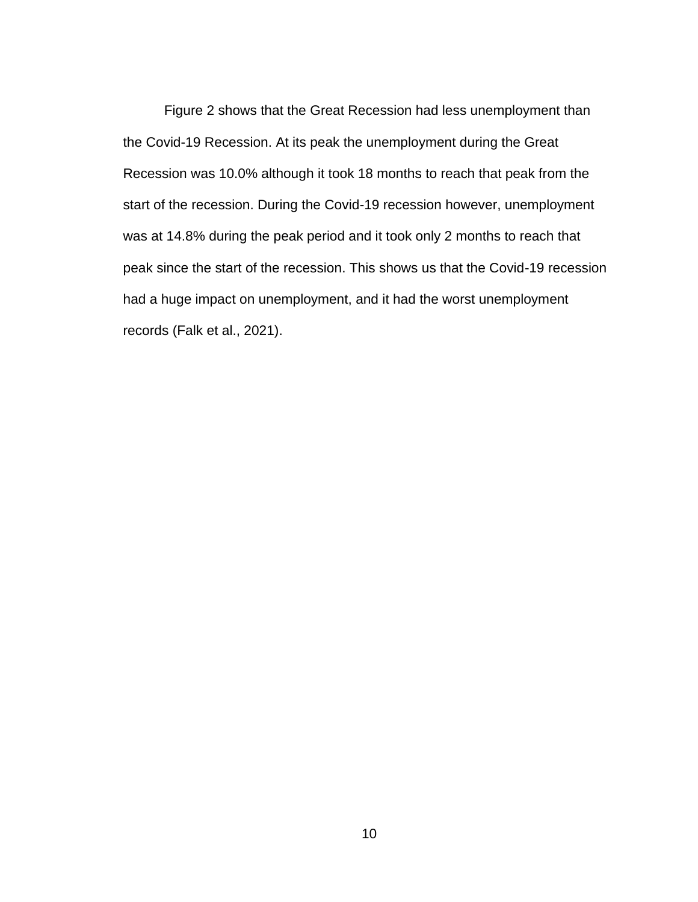Figure 2 shows that the Great Recession had less unemployment than the Covid-19 Recession. At its peak the unemployment during the Great Recession was 10.0% although it took 18 months to reach that peak from the start of the recession. During the Covid-19 recession however, unemployment was at 14.8% during the peak period and it took only 2 months to reach that peak since the start of the recession. This shows us that the Covid-19 recession had a huge impact on unemployment, and it had the worst unemployment records (Falk et al., 2021).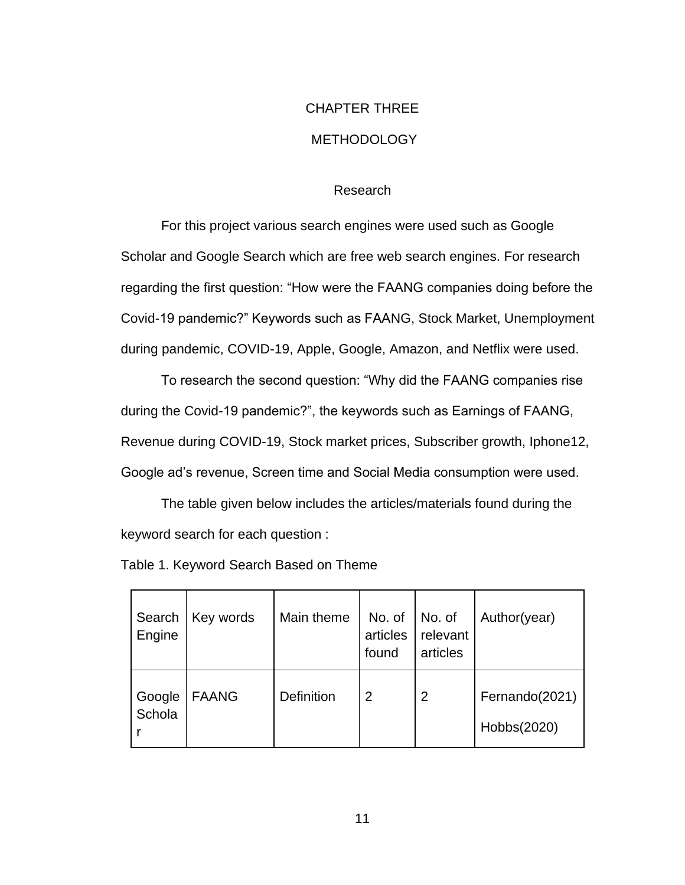# CHAPTER THREE

# METHODOLOGY

## Research

For this project various search engines were used such as Google Scholar and Google Search which are free web search engines. For research regarding the first question: "How were the FAANG companies doing before the Covid-19 pandemic?" Keywords such as FAANG, Stock Market, Unemployment during pandemic, COVID-19, Apple, Google, Amazon, and Netflix were used.

To research the second question: "Why did the FAANG companies rise during the Covid-19 pandemic?", the keywords such as Earnings of FAANG, Revenue during COVID-19, Stock market prices, Subscriber growth, Iphone12, Google ad's revenue, Screen time and Social Media consumption were used.

The table given below includes the articles/materials found during the keyword search for each question :

Table 1. Keyword Search Based on Theme

| Search Engine | Key words | Main theme | No. of articles found | No. of relevant articles | Author(year) |
|---|---|---|---|---|---|
| Google Scholar | FAANG | Definition | 2 | 2 | Fernando(2021)<br>Hobbs(2020) |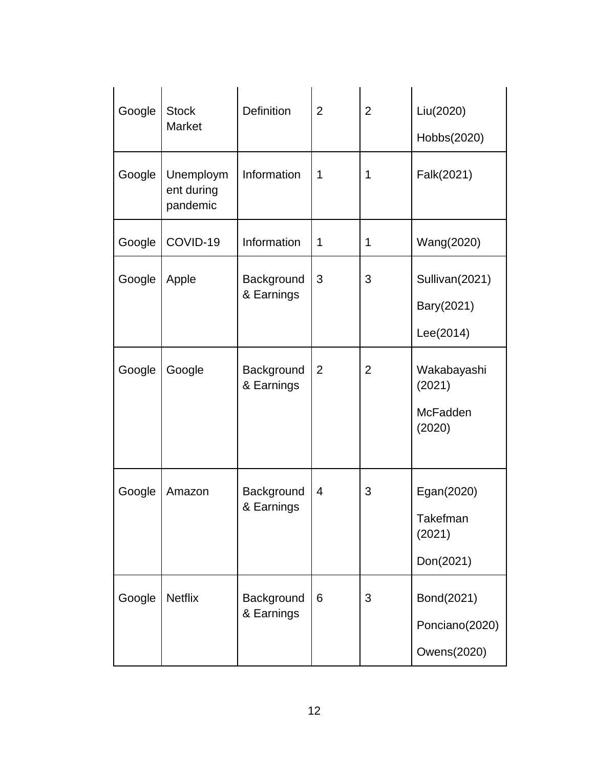| | | | | | |
|---|---|---|---|---|---|
| Google | Stock Market | Definition | 2 | 2 | Liu(2020)<br>Hobbs(2020) |
| Google | Unemployment during pandemic | Information | 1 | 1 | Falk(2021) |
| Google | COVID-19 | Information | 1 | 1 | Wang(2020) |
| Google | Apple | Background & Earnings | 3 | 3 | Sullivan(2021)<br>Bary(2021)<br>Lee(2014) |
| Google | Google | Background & Earnings | 2 | 2 | Wakabayashi (2021)<br>McFadden (2020) |
| Google | Amazon | Background & Earnings | 4 | 3 | Egan(2020)<br>Takefman (2021)<br>Don(2021) |
| Google | Netflix | Background & Earnings | 6 | 3 | Bond(2021)<br>Ponciano(2020)<br>Owens(2020) |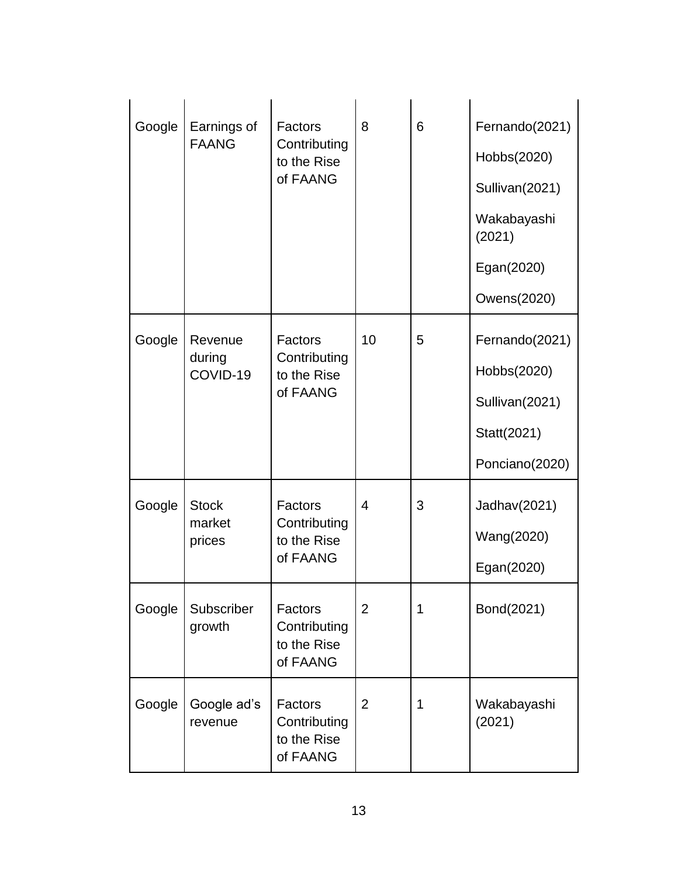| | | | | | |
|---|---|---|---|---|---|
| Google | Earnings of FAANG | Factors Contributing to the Rise of FAANG | 8 | 6 | Fernando(2021)<br>Hobbs(2020)<br>Sullivan(2021)<br>Wakabayashi (2021)<br>Egan(2020)<br>Owens(2020) |
| Google | Revenue during COVID-19 | Factors Contributing to the Rise of FAANG | 10 | 5 | Fernando(2021)<br>Hobbs(2020)<br>Sullivan(2021)<br>Statt(2021)<br>Ponciano(2020) |
| Google | Stock market prices | Factors Contributing to the Rise of FAANG | 4 | 3 | Jadhav(2021)<br>Wang(2020)<br>Egan(2020) |
| Google | Subscriber growth | Factors Contributing to the Rise of FAANG | 2 | 1 | Bond(2021) |
| Google | Google ad's revenue | Factors Contributing to the Rise of FAANG | 2 | 1 | Wakabayashi (2021) |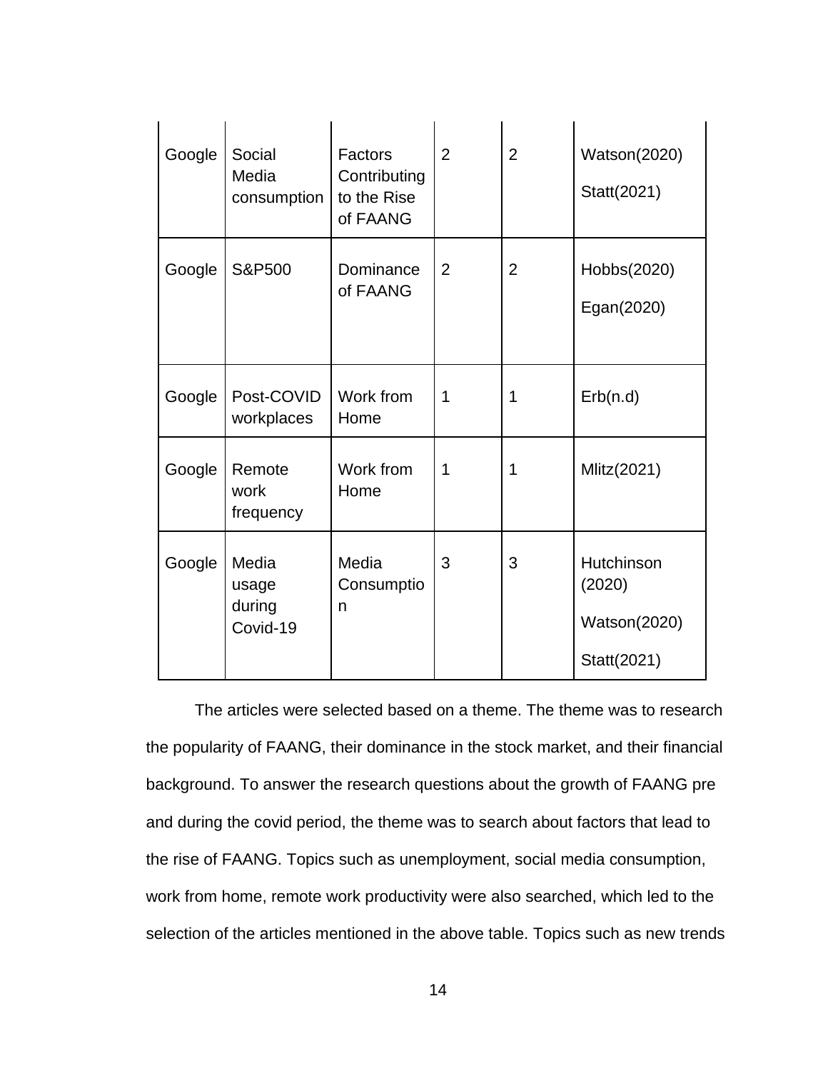| | | | | | |
|---|---|---|---|---|---|
| Google | Social Media consumption | Factors Contributing to the Rise of FAANG | 2 | 2 | Watson(2020) Statt(2021) |
| Google | S&P500 | Dominance of FAANG | 2 | 2 | Hobbs(2020) Egan(2020) |
| Google | Post-COVID workplaces | Work from Home | 1 | 1 | Erb(n.d) |
| Google | Remote work frequency | Work from Home | 1 | 1 | Mlitz(2021) |
| Google | Media usage during Covid-19 | Media Consumptio n | 3 | 3 | Hutchinson (2020) Watson(2020) Statt(2021) |

The articles were selected based on a theme. The theme was to research the popularity of FAANG, their dominance in the stock market, and their financial background. To answer the research questions about the growth of FAANG pre and during the covid period, the theme was to search about factors that lead to the rise of FAANG. Topics such as unemployment, social media consumption, work from home, remote work productivity were also searched, which led to the selection of the articles mentioned in the above table. Topics such as new trends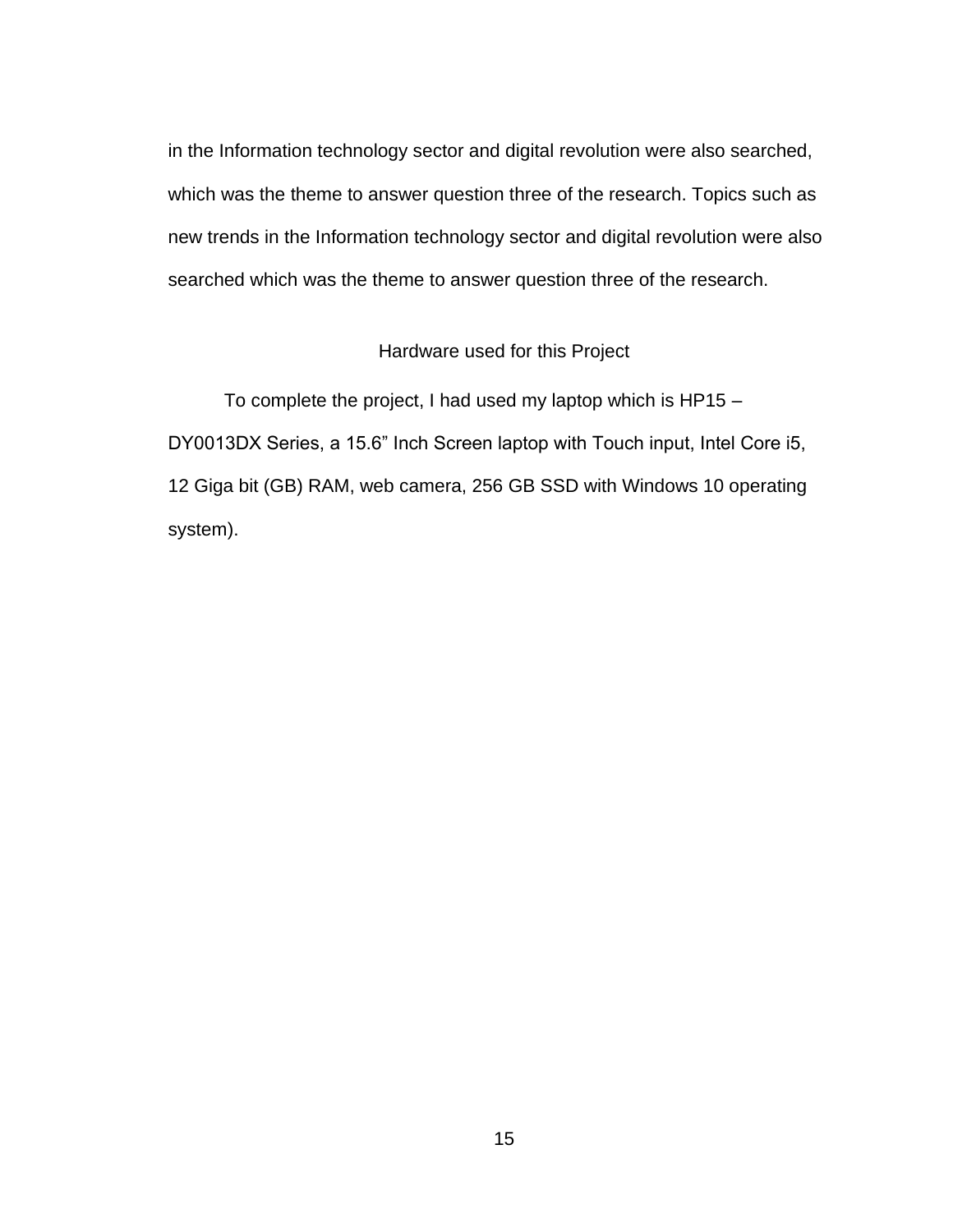in the Information technology sector and digital revolution were also searched, which was the theme to answer question three of the research. Topics such as new trends in the Information technology sector and digital revolution were also searched which was the theme to answer question three of the research.

## Hardware used for this Project

To complete the project, I had used my laptop which is HP15 – DY0013DX Series, a 15.6” Inch Screen laptop with Touch input, Intel Core i5, 12 Giga bit (GB) RAM, web camera, 256 GB SSD with Windows 10 operating system).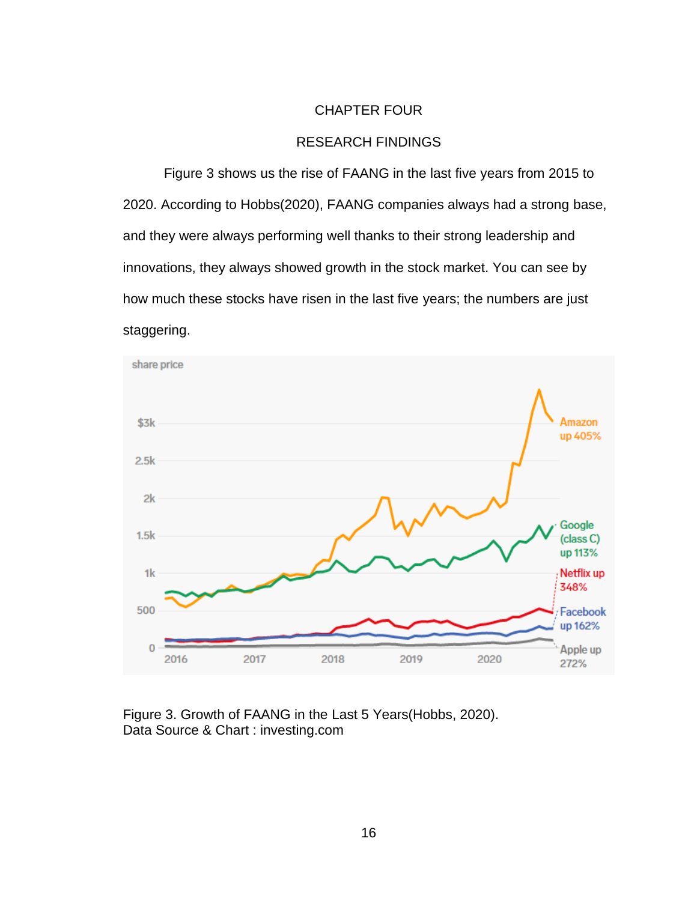# CHAPTER FOUR

## RESEARCH FINDINGS

Figure 3 shows us the rise of FAANG in the last five years from 2015 to 2020. According to Hobbs(2020), FAANG companies always had a strong base, and they were always performing well thanks to their strong leadership and innovations, they always showed growth in the stock market. You can see by how much these stocks have risen in the last five years; the numbers are just staggering.

Figure 3. Growth of FAANG in the Last 5 Years(Hobbs, 2020).
Data Source & Chart : investing.com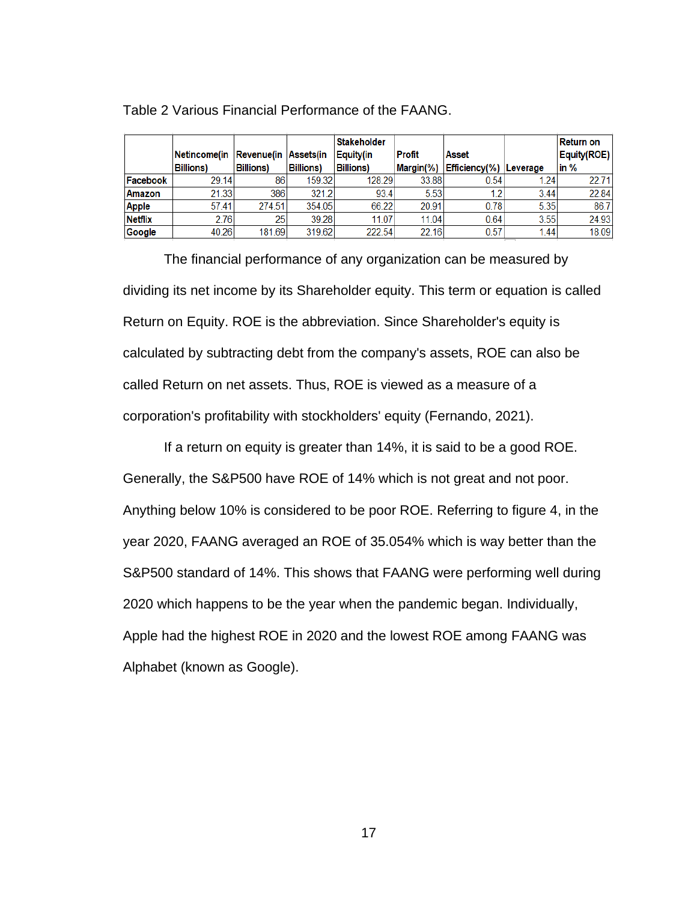Table 2 Various Financial Performance of the FAANG.

| | Netincome(in Billions) | Revenue(in Billions) | Assets(in Billions) | Stakeholder Equity(in Billions) | Profit Margin(%) | Asset Efficiency(%) | Leverage | Return on Equity(ROE) in % |
|---|---|---|---|---|---|---|---|---|
| **Facebook** | 29.14 | 86 | 159.32 | 128.29 | 33.88 | 0.54 | 1.24 | 22.71 |
| **Amazon** | 21.33 | 386 | 321.2 | 93.4 | 5.53 | 1.2 | 3.44 | 22.84 |
| **Apple** | 57.41 | 274.51 | 354.05 | 66.22 | 20.91 | 0.78 | 5.35 | 86.7 |
| **Netflix** | 2.76 | 25 | 39.28 | 11.07 | 11.04 | 0.64 | 3.55 | 24.93 |
| **Google** | 40.26 | 181.69 | 319.62 | 222.54 | 22.16 | 0.57 | 1.44 | 18.09 |

The financial performance of any organization can be measured by dividing its net income by its Shareholder equity. This term or equation is called Return on Equity. ROE is the abbreviation. Since Shareholder's equity is calculated by subtracting debt from the company's assets, ROE can also be called Return on net assets. Thus, ROE is viewed as a measure of a corporation's profitability with stockholders' equity (Fernando, 2021).

If a return on equity is greater than 14%, it is said to be a good ROE. Generally, the S&P500 have ROE of 14% which is not great and not poor. Anything below 10% is considered to be poor ROE. Referring to figure 4, in the year 2020, FAANG averaged an ROE of 35.054% which is way better than the S&P500 standard of 14%. This shows that FAANG were performing well during 2020 which happens to be the year when the pandemic began. Individually, Apple had the highest ROE in 2020 and the lowest ROE among FAANG was Alphabet (known as Google).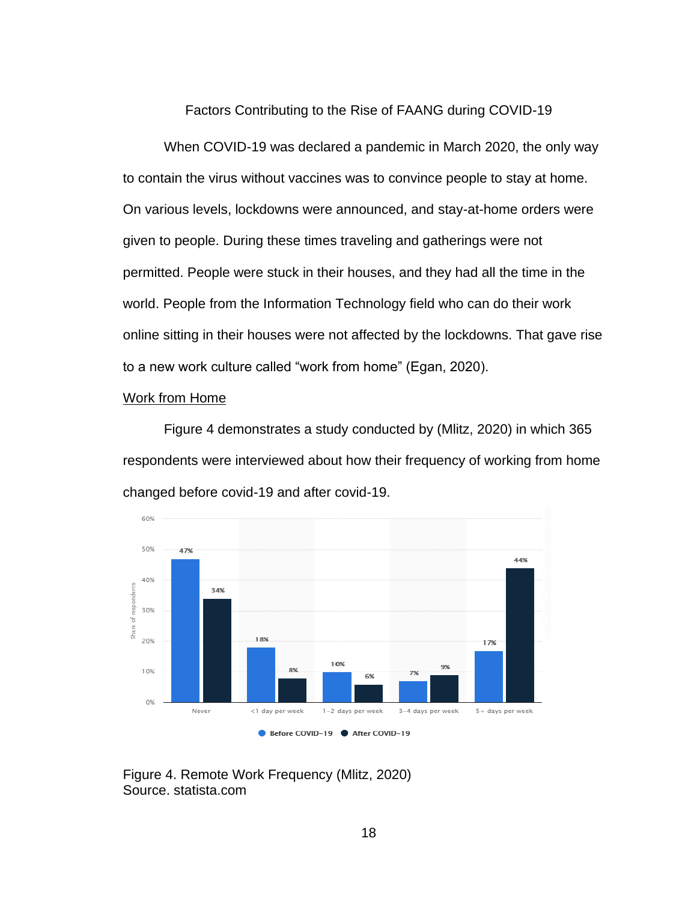## Factors Contributing to the Rise of FAANG during COVID-19

When COVID-19 was declared a pandemic in March 2020, the only way to contain the virus without vaccines was to convince people to stay at home. On various levels, lockdowns were announced, and stay-at-home orders were given to people. During these times traveling and gatherings were not permitted. People were stuck in their houses, and they had all the time in the world. People from the Information Technology field who can do their work online sitting in their houses were not affected by the lockdowns. That gave rise to a new work culture called "work from home" (Egan, 2020).

### Work from Home

Figure 4 demonstrates a study conducted by (Mlitz, 2020) in which 365 respondents were interviewed about how their frequency of working from home changed before covid-19 and after covid-19.

| Share of respondents | Before COVID-19 | After COVID-19 |
|---|---|---|
| Never | 47% | 34% |
| <1 day per week | 18% | 8% |
| 1-2 days per week | 10% | 6% |
| 3-4 days per week | 7% | 9% |
| 5+ days per week | 17% | 44% |

Figure 4. Remote Work Frequency (Mlitz, 2020)
Source. statista.com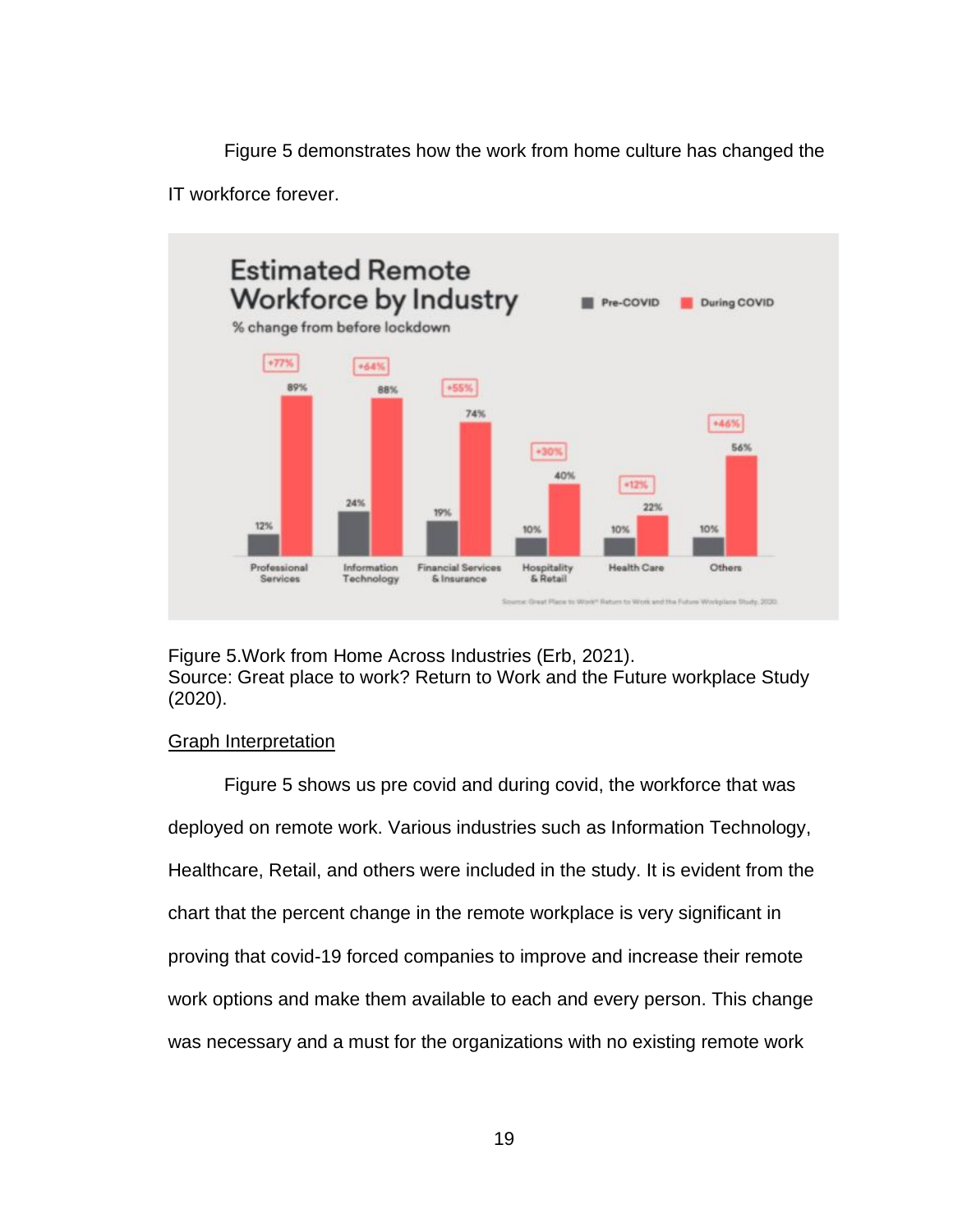Figure 5 demonstrates how the work from home culture has changed the IT workforce forever.

Figure 5.Work from Home Across Industries (Erb, 2021).
Source: Great place to work? Return to Work and the Future workplace Study (2020).

<u>Graph Interpretation</u>

Figure 5 shows us pre covid and during covid, the workforce that was deployed on remote work. Various industries such as Information Technology, Healthcare, Retail, and others were included in the study. It is evident from the chart that the percent change in the remote workplace is very significant in proving that covid-19 forced companies to improve and increase their remote work options and make them available to each and every person. This change was necessary and a must for the organizations with no existing remote work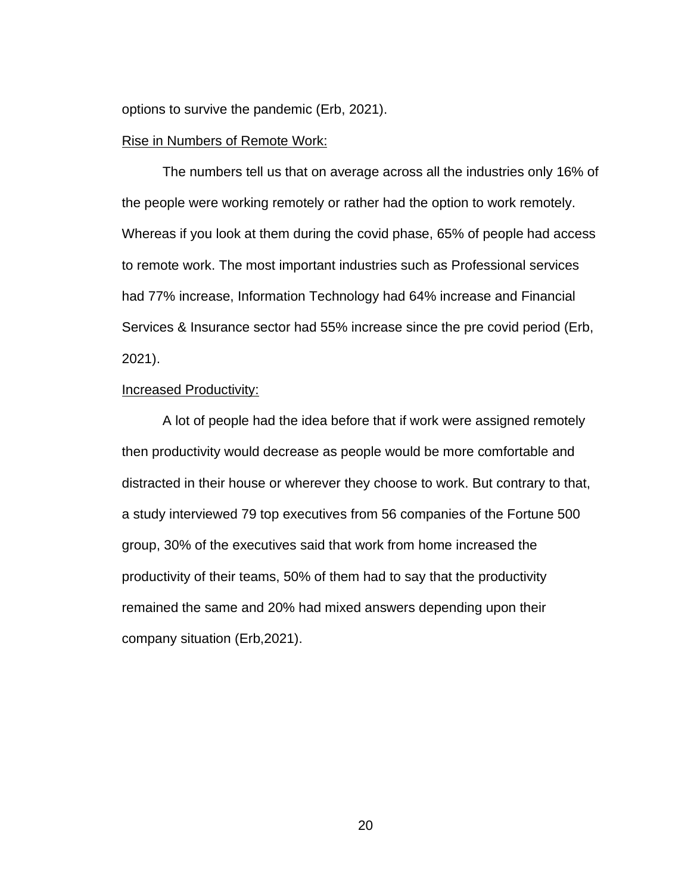options to survive the pandemic (Erb, 2021).

<u>Rise in Numbers of Remote Work:</u>

The numbers tell us that on average across all the industries only 16% of the people were working remotely or rather had the option to work remotely. Whereas if you look at them during the covid phase, 65% of people had access to remote work. The most important industries such as Professional services had 77% increase, Information Technology had 64% increase and Financial Services & Insurance sector had 55% increase since the pre covid period (Erb, 2021).

<u>Increased Productivity:</u>

A lot of people had the idea before that if work were assigned remotely then productivity would decrease as people would be more comfortable and distracted in their house or wherever they choose to work. But contrary to that, a study interviewed 79 top executives from 56 companies of the Fortune 500 group, 30% of the executives said that work from home increased the productivity of their teams, 50% of them had to say that the productivity remained the same and 20% had mixed answers depending upon their company situation (Erb,2021).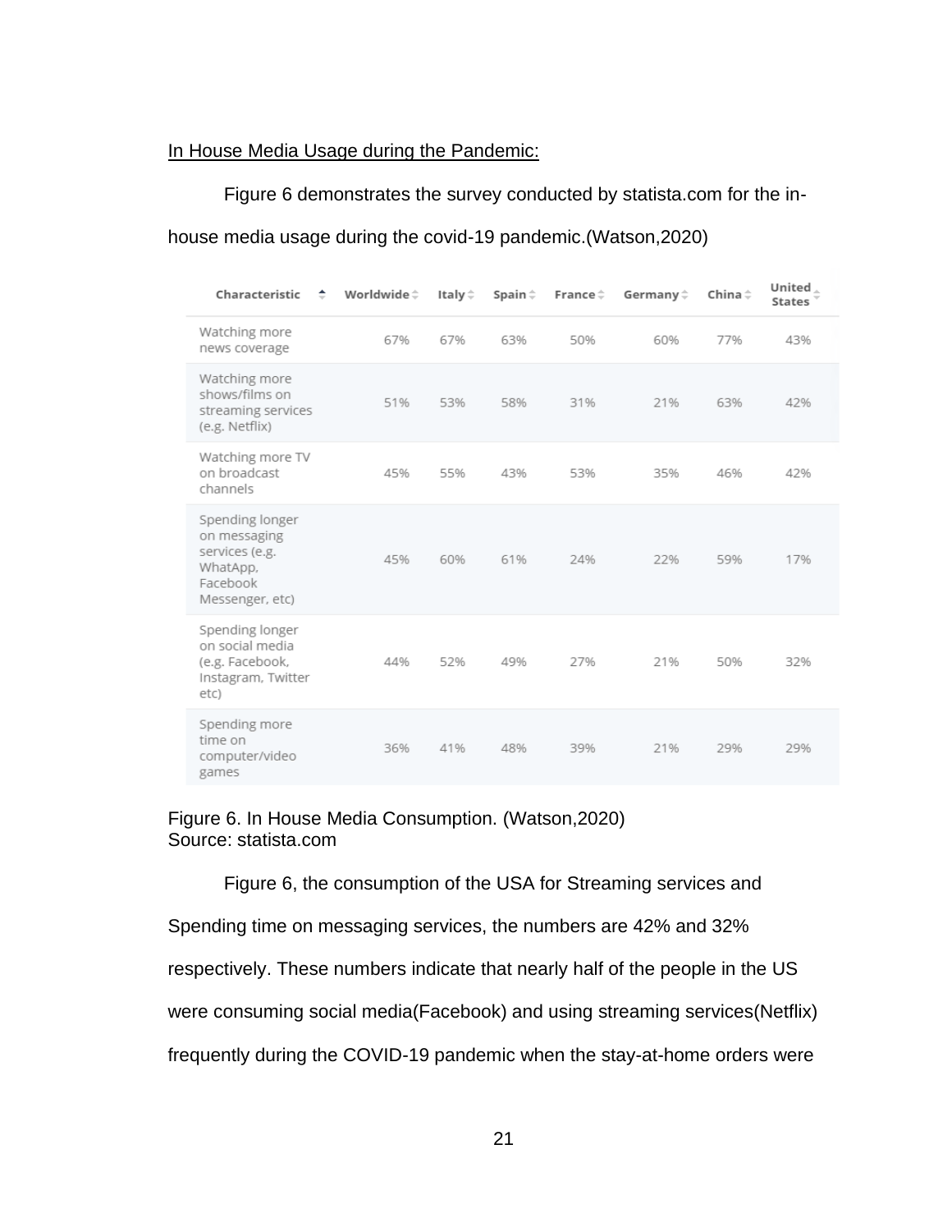In House Media Usage during the Pandemic:

Figure 6 demonstrates the survey conducted by statista.com for the in-house media usage during the covid-19 pandemic.(Watson,2020)

| Characteristic | Worldwide | Italy | Spain | France | Germany | China | United States |
| --- | --- | --- | --- | --- | --- | --- | --- |
| Watching more news coverage | 67% | 67% | 63% | 50% | 60% | 77% | 43% |
| Watching more shows/films on streaming services (e.g. Netflix) | 51% | 53% | 58% | 31% | 21% | 63% | 42% |
| Watching more TV on broadcast channels | 45% | 55% | 43% | 53% | 35% | 46% | 42% |
| Spending longer on messaging services (e.g. WhatApp, Facebook Messenger, etc) | 45% | 60% | 61% | 24% | 22% | 59% | 17% |
| Spending longer on social media (e.g. Facebook, Instagram, Twitter etc) | 44% | 52% | 49% | 27% | 21% | 50% | 32% |
| Spending more time on computer/video games | 36% | 41% | 48% | 39% | 21% | 29% | 29% |

Figure 6. In House Media Consumption. (Watson,2020)
Source: statista.com

Figure 6, the consumption of the USA for Streaming services and Spending time on messaging services, the numbers are 42% and 32% respectively. These numbers indicate that nearly half of the people in the US were consuming social media(Facebook) and using streaming services(Netflix) frequently during the COVID-19 pandemic when the stay-at-home orders were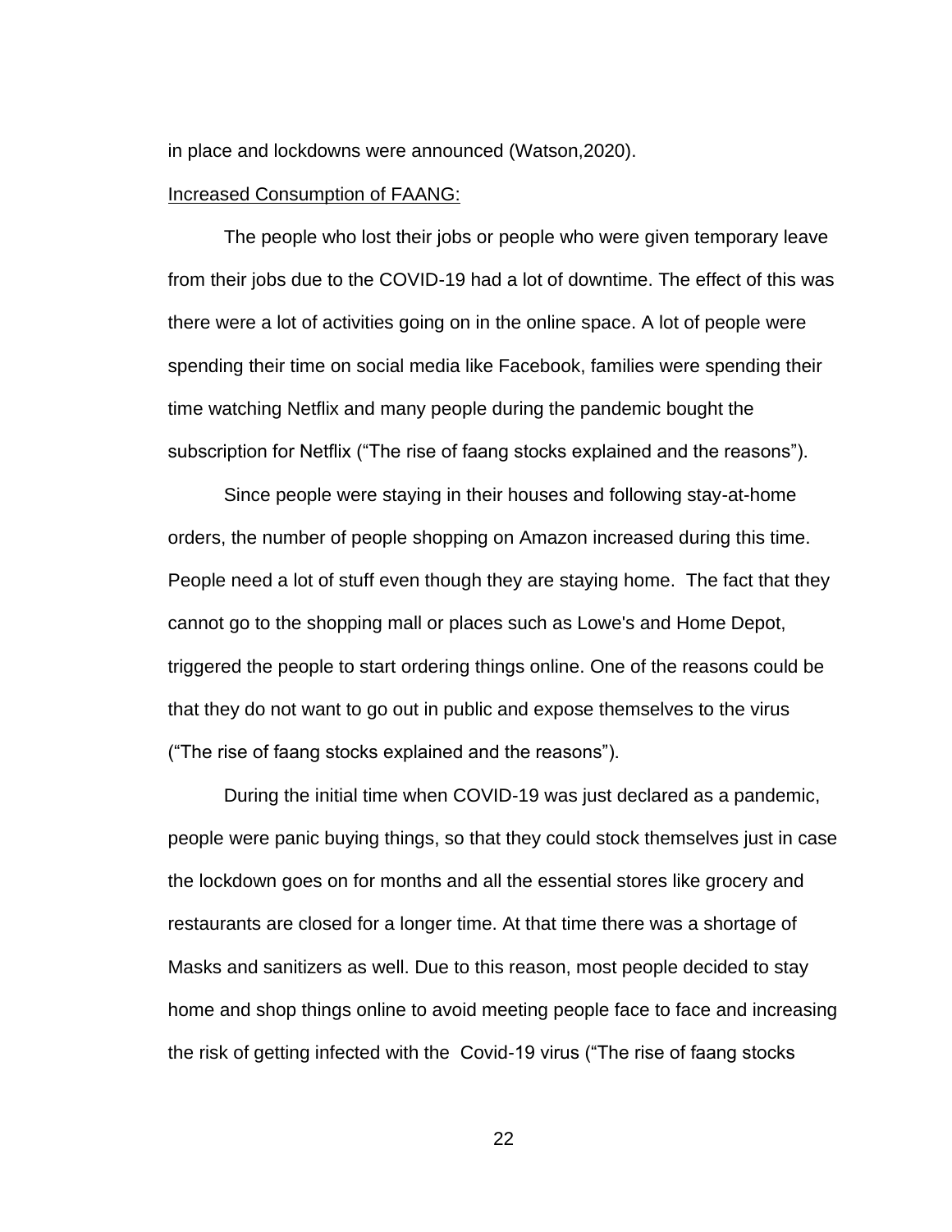in place and lockdowns were announced (Watson,2020).

<u>Increased Consumption of FAANG:</u>

The people who lost their jobs or people who were given temporary leave from their jobs due to the COVID-19 had a lot of downtime. The effect of this was there were a lot of activities going on in the online space. A lot of people were spending their time on social media like Facebook, families were spending their time watching Netflix and many people during the pandemic bought the subscription for Netflix ("The rise of faang stocks explained and the reasons").

Since people were staying in their houses and following stay-at-home orders, the number of people shopping on Amazon increased during this time. People need a lot of stuff even though they are staying home. The fact that they cannot go to the shopping mall or places such as Lowe's and Home Depot, triggered the people to start ordering things online. One of the reasons could be that they do not want to go out in public and expose themselves to the virus ("The rise of faang stocks explained and the reasons").

During the initial time when COVID-19 was just declared as a pandemic, people were panic buying things, so that they could stock themselves just in case the lockdown goes on for months and all the essential stores like grocery and restaurants are closed for a longer time. At that time there was a shortage of Masks and sanitizers as well. Due to this reason, most people decided to stay home and shop things online to avoid meeting people face to face and increasing the risk of getting infected with the Covid-19 virus ("The rise of faang stocks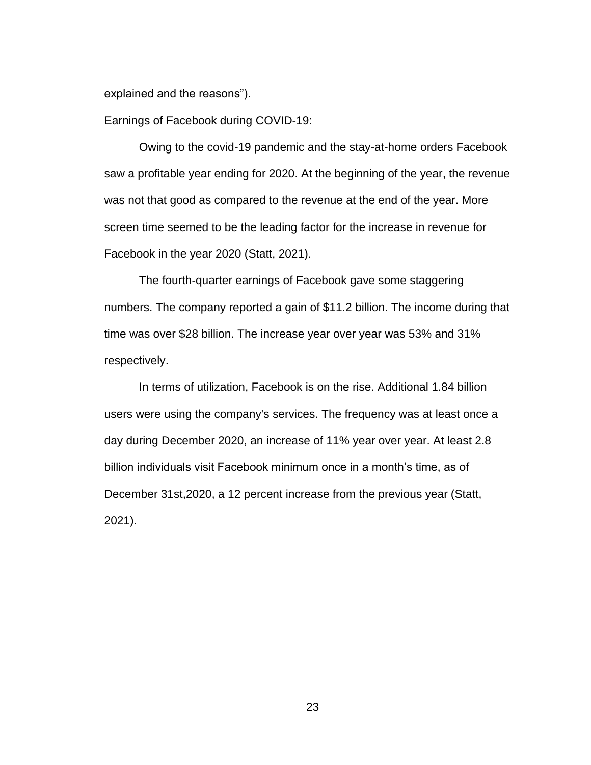explained and the reasons").

<u>Earnings of Facebook during COVID-19:</u>

Owing to the covid-19 pandemic and the stay-at-home orders Facebook saw a profitable year ending for 2020. At the beginning of the year, the revenue was not that good as compared to the revenue at the end of the year. More screen time seemed to be the leading factor for the increase in revenue for Facebook in the year 2020 (Statt, 2021).

The fourth-quarter earnings of Facebook gave some staggering numbers. The company reported a gain of $11.2 billion. The income during that time was over $28 billion. The increase year over year was 53% and 31% respectively.

In terms of utilization, Facebook is on the rise. Additional 1.84 billion users were using the company's services. The frequency was at least once a day during December 2020, an increase of 11% year over year. At least 2.8 billion individuals visit Facebook minimum once in a month's time, as of December 31st,2020, a 12 percent increase from the previous year (Statt, 2021).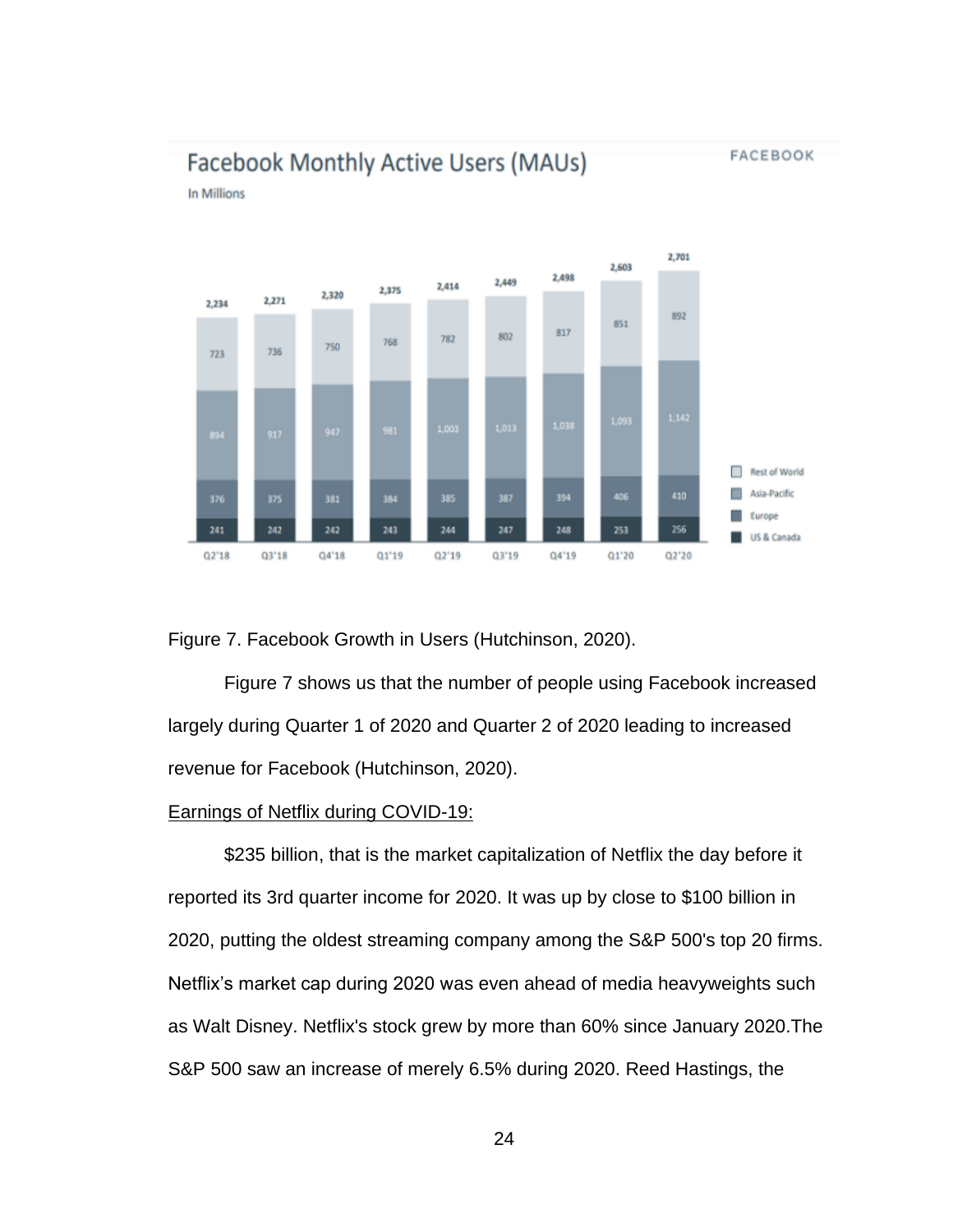**Facebook Monthly Active Users (MAUs)**

In Millions

| | Q2'18 | Q3'18 | Q4'18 | Q1'19 | Q2'19 | Q3'19 | Q4'19 | Q1'20 | Q2'20 |
|---|---|---|---|---|---|---|---|---|---|
| Rest of World | 723 | 736 | 750 | 768 | 782 | 802 | 817 | 851 | 892 |
| Asia-Pacific | 894 | 917 | 947 | 981 | 1,003 | 1,013 | 1,038 | 1,093 | 1,142 |
| Europe | 376 | 375 | 381 | 384 | 385 | 387 | 394 | 406 | 410 |
| US & Canada | 241 | 242 | 242 | 243 | 244 | 247 | 248 | 253 | 256 |
| Total | 2,234 | 2,271 | 2,320 | 2,375 | 2,414 | 2,449 | 2,498 | 2,603 | 2,701 |

Figure 7. Facebook Growth in Users (Hutchinson, 2020).

Figure 7 shows us that the number of people using Facebook increased largely during Quarter 1 of 2020 and Quarter 2 of 2020 leading to increased revenue for Facebook (Hutchinson, 2020).

Earnings of Netflix during COVID-19:

$235 billion, that is the market capitalization of Netflix the day before it reported its 3rd quarter income for 2020. It was up by close to $100 billion in 2020, putting the oldest streaming company among the S&P 500's top 20 firms. Netflix's market cap during 2020 was even ahead of media heavyweights such as Walt Disney. Netflix's stock grew by more than 60% since January 2020.The S&P 500 saw an increase of merely 6.5% during 2020. Reed Hastings, the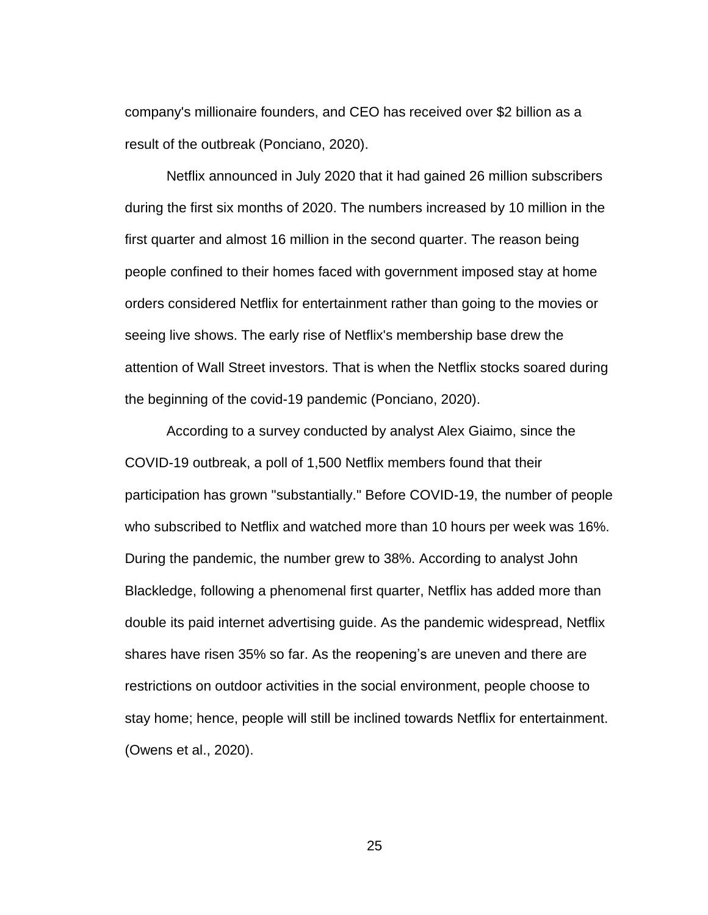company's millionaire founders, and CEO has received over $2 billion as a result of the outbreak (Ponciano, 2020).

Netflix announced in July 2020 that it had gained 26 million subscribers during the first six months of 2020. The numbers increased by 10 million in the first quarter and almost 16 million in the second quarter. The reason being people confined to their homes faced with government imposed stay at home orders considered Netflix for entertainment rather than going to the movies or seeing live shows. The early rise of Netflix's membership base drew the attention of Wall Street investors. That is when the Netflix stocks soared during the beginning of the covid-19 pandemic (Ponciano, 2020).

According to a survey conducted by analyst Alex Giaimo, since the COVID-19 outbreak, a poll of 1,500 Netflix members found that their participation has grown "substantially." Before COVID-19, the number of people who subscribed to Netflix and watched more than 10 hours per week was 16%. During the pandemic, the number grew to 38%. According to analyst John Blackledge, following a phenomenal first quarter, Netflix has added more than double its paid internet advertising guide. As the pandemic widespread, Netflix shares have risen 35% so far. As the reopening's are uneven and there are restrictions on outdoor activities in the social environment, people choose to stay home; hence, people will still be inclined towards Netflix for entertainment. (Owens et al., 2020).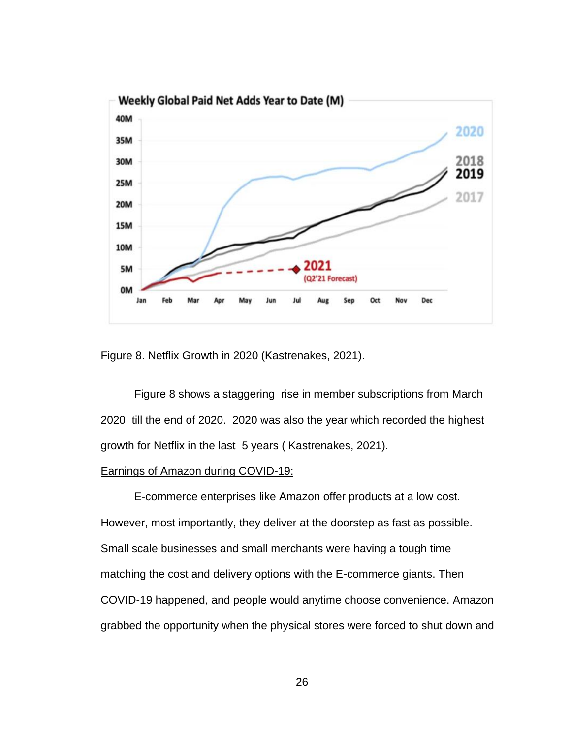Figure 8. Netflix Growth in 2020 (Kastrenakes, 2021).

Figure 8 shows a staggering rise in member subscriptions from March 2020 till the end of 2020. 2020 was also the year which recorded the highest growth for Netflix in the last 5 years ( Kastrenakes, 2021).

Earnings of Amazon during COVID-19:

E-commerce enterprises like Amazon offer products at a low cost. However, most importantly, they deliver at the doorstep as fast as possible. Small scale businesses and small merchants were having a tough time matching the cost and delivery options with the E-commerce giants. Then COVID-19 happened, and people would anytime choose convenience. Amazon grabbed the opportunity when the physical stores were forced to shut down and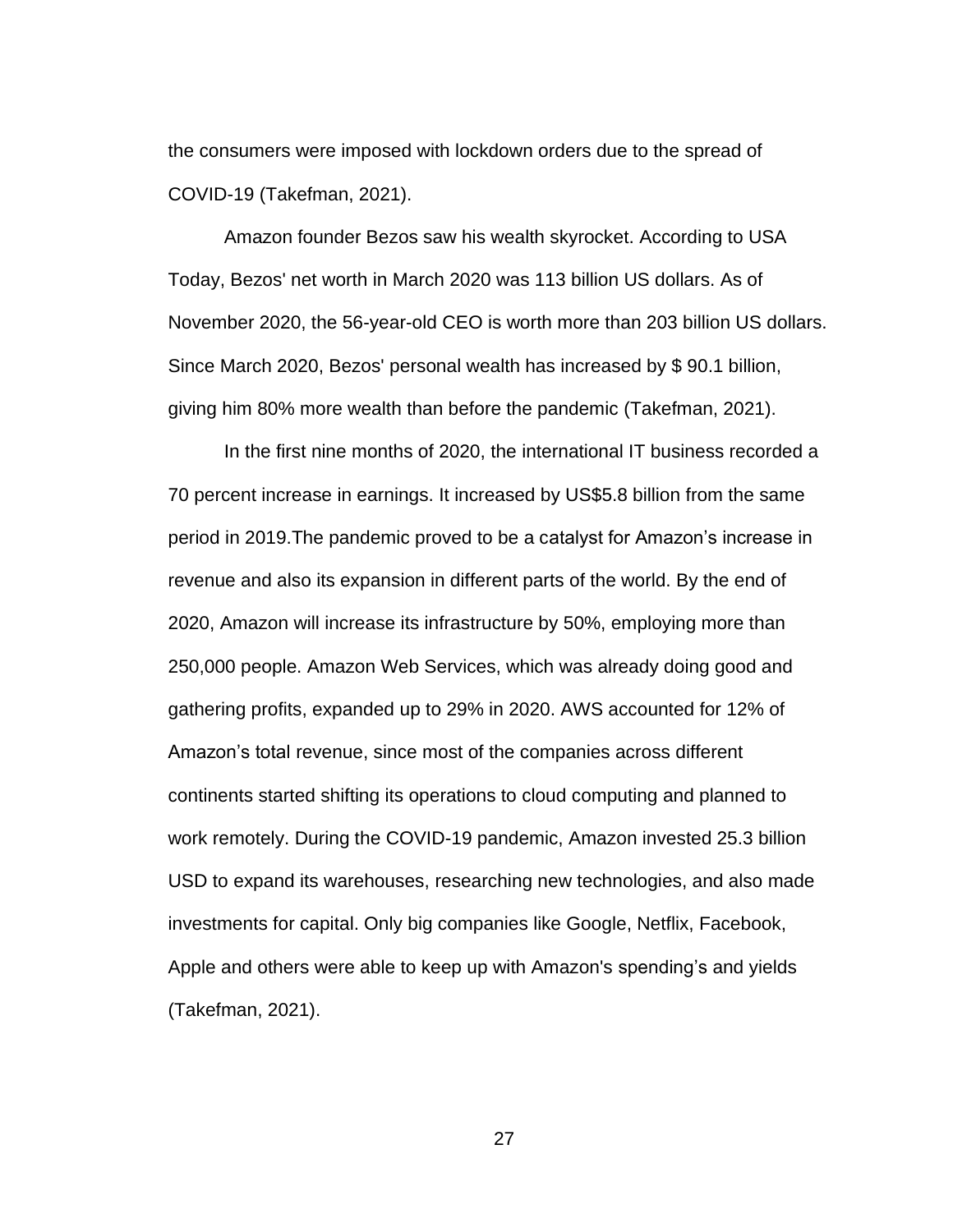the consumers were imposed with lockdown orders due to the spread of COVID-19 (Takefman, 2021).

Amazon founder Bezos saw his wealth skyrocket. According to USA Today, Bezos' net worth in March 2020 was 113 billion US dollars. As of November 2020, the 56-year-old CEO is worth more than 203 billion US dollars. Since March 2020, Bezos' personal wealth has increased by $ 90.1 billion, giving him 80% more wealth than before the pandemic (Takefman, 2021).

In the first nine months of 2020, the international IT business recorded a 70 percent increase in earnings. It increased by US$5.8 billion from the same period in 2019.The pandemic proved to be a catalyst for Amazon's increase in revenue and also its expansion in different parts of the world. By the end of 2020, Amazon will increase its infrastructure by 50%, employing more than 250,000 people. Amazon Web Services, which was already doing good and gathering profits, expanded up to 29% in 2020. AWS accounted for 12% of Amazon's total revenue, since most of the companies across different continents started shifting its operations to cloud computing and planned to work remotely. During the COVID-19 pandemic, Amazon invested 25.3 billion USD to expand its warehouses, researching new technologies, and also made investments for capital. Only big companies like Google, Netflix, Facebook, Apple and others were able to keep up with Amazon's spending's and yields (Takefman, 2021).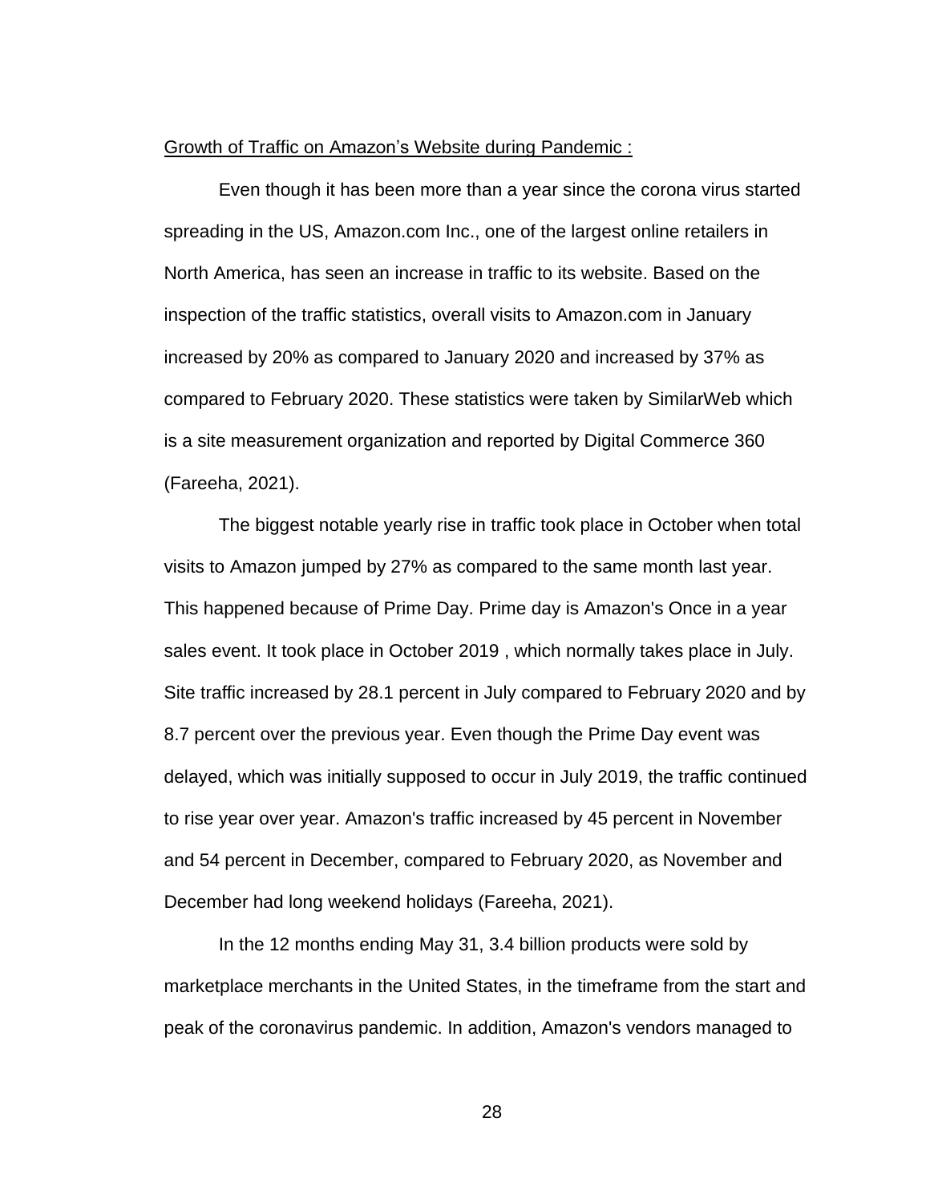<u>Growth of Traffic on Amazon's Website during Pandemic :</u>

Even though it has been more than a year since the corona virus started spreading in the US, Amazon.com Inc., one of the largest online retailers in North America, has seen an increase in traffic to its website. Based on the inspection of the traffic statistics, overall visits to Amazon.com in January increased by 20% as compared to January 2020 and increased by 37% as compared to February 2020. These statistics were taken by SimilarWeb which is a site measurement organization and reported by Digital Commerce 360 (Fareeha, 2021).

The biggest notable yearly rise in traffic took place in October when total visits to Amazon jumped by 27% as compared to the same month last year. This happened because of Prime Day. Prime day is Amazon's Once in a year sales event. It took place in October 2019 , which normally takes place in July. Site traffic increased by 28.1 percent in July compared to February 2020 and by 8.7 percent over the previous year. Even though the Prime Day event was delayed, which was initially supposed to occur in July 2019, the traffic continued to rise year over year. Amazon's traffic increased by 45 percent in November and 54 percent in December, compared to February 2020, as November and December had long weekend holidays (Fareeha, 2021).

In the 12 months ending May 31, 3.4 billion products were sold by marketplace merchants in the United States, in the timeframe from the start and peak of the coronavirus pandemic. In addition, Amazon's vendors managed to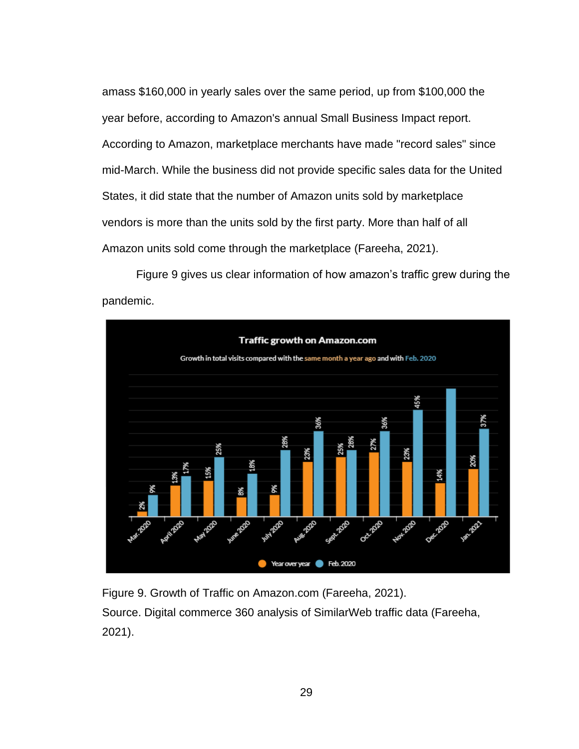amass $160,000 in yearly sales over the same period, up from $100,000 the year before, according to Amazon's annual Small Business Impact report. According to Amazon, marketplace merchants have made "record sales" since mid-March. While the business did not provide specific sales data for the United States, it did state that the number of Amazon units sold by marketplace vendors is more than the units sold by the first party. More than half of all Amazon units sold come through the marketplace (Fareeha, 2021).

Figure 9 gives us clear information of how amazon's traffic grew during the pandemic.

Figure 9. Growth of Traffic on Amazon.com (Fareeha, 2021).
Source. Digital commerce 360 analysis of SimilarWeb traffic data (Fareeha, 2021).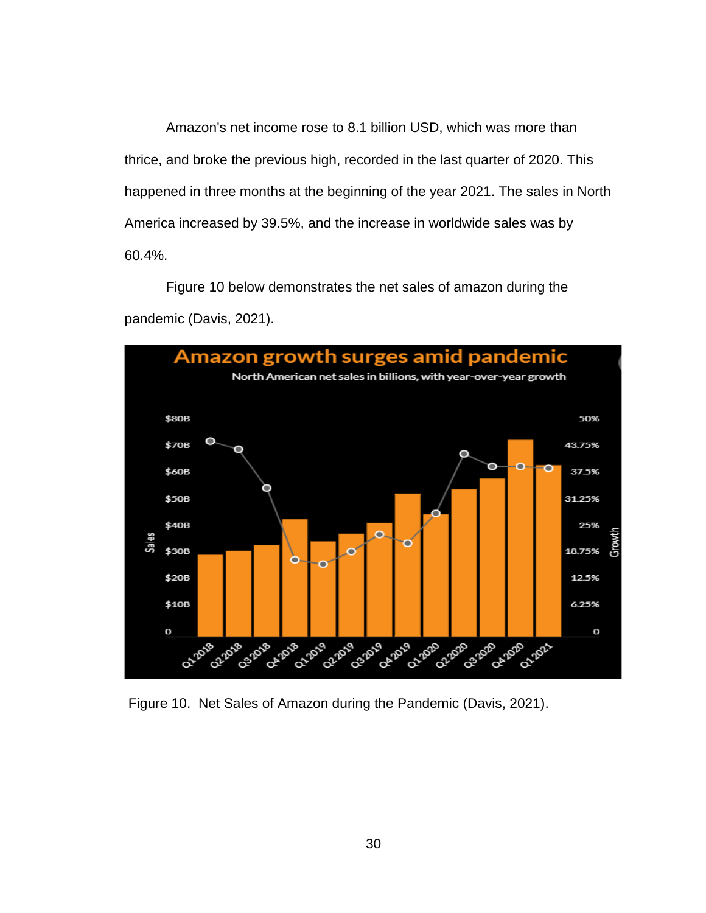Amazon's net income rose to 8.1 billion USD, which was more than thrice, and broke the previous high, recorded in the last quarter of 2020. This happened in three months at the beginning of the year 2021. The sales in North America increased by 39.5%, and the increase in worldwide sales was by 60.4%.

Figure 10 below demonstrates the net sales of amazon during the pandemic (Davis, 2021).

Figure 10. Net Sales of Amazon during the Pandemic (Davis, 2021).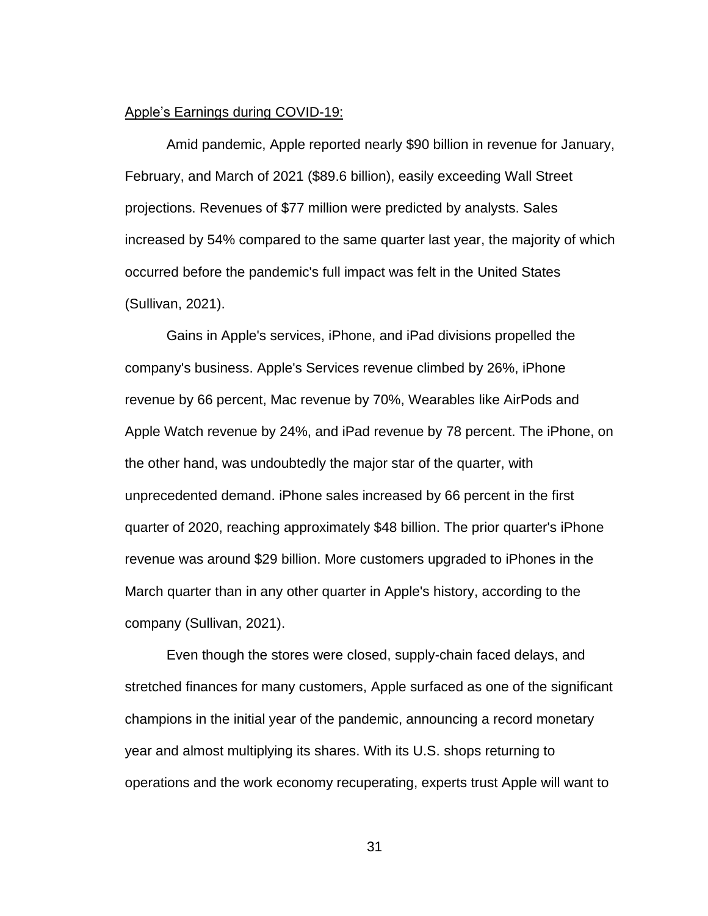Apple's Earnings during COVID-19:

Amid pandemic, Apple reported nearly $90 billion in revenue for January, February, and March of 2021 ($89.6 billion), easily exceeding Wall Street projections. Revenues of $77 million were predicted by analysts. Sales increased by 54% compared to the same quarter last year, the majority of which occurred before the pandemic's full impact was felt in the United States (Sullivan, 2021).

Gains in Apple's services, iPhone, and iPad divisions propelled the company's business. Apple's Services revenue climbed by 26%, iPhone revenue by 66 percent, Mac revenue by 70%, Wearables like AirPods and Apple Watch revenue by 24%, and iPad revenue by 78 percent. The iPhone, on the other hand, was undoubtedly the major star of the quarter, with unprecedented demand. iPhone sales increased by 66 percent in the first quarter of 2020, reaching approximately $48 billion. The prior quarter's iPhone revenue was around $29 billion. More customers upgraded to iPhones in the March quarter than in any other quarter in Apple's history, according to the company (Sullivan, 2021).

Even though the stores were closed, supply-chain faced delays, and stretched finances for many customers, Apple surfaced as one of the significant champions in the initial year of the pandemic, announcing a record monetary year and almost multiplying its shares. With its U.S. shops returning to operations and the work economy recuperating, experts trust Apple will want to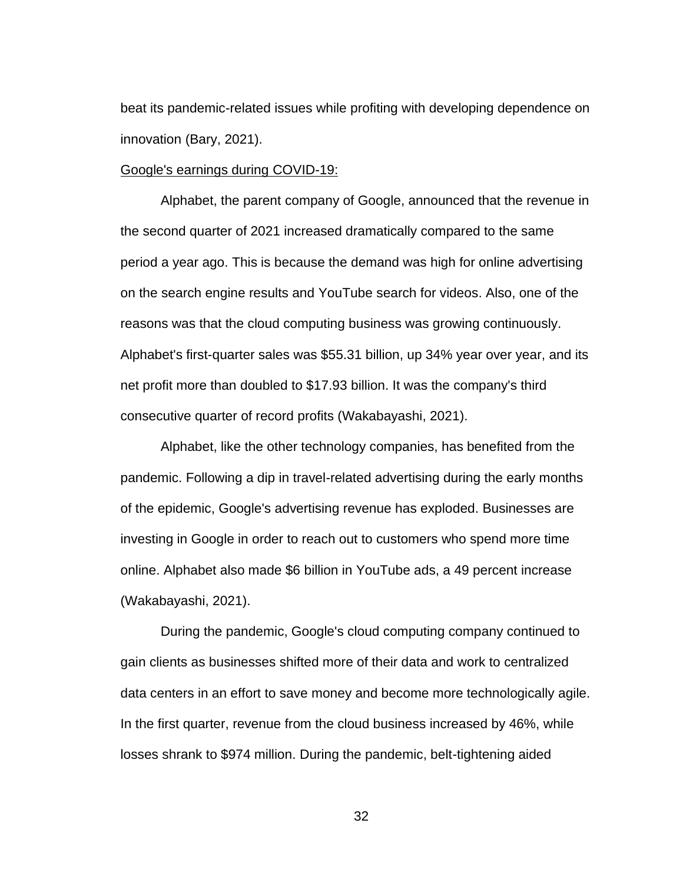beat its pandemic-related issues while profiting with developing dependence on innovation (Bary, 2021).

<u>Google's earnings during COVID-19:</u>

Alphabet, the parent company of Google, announced that the revenue in the second quarter of 2021 increased dramatically compared to the same period a year ago. This is because the demand was high for online advertising on the search engine results and YouTube search for videos. Also, one of the reasons was that the cloud computing business was growing continuously. Alphabet's first-quarter sales was $55.31 billion, up 34% year over year, and its net profit more than doubled to $17.93 billion. It was the company's third consecutive quarter of record profits (Wakabayashi, 2021).

Alphabet, like the other technology companies, has benefited from the pandemic. Following a dip in travel-related advertising during the early months of the epidemic, Google's advertising revenue has exploded. Businesses are investing in Google in order to reach out to customers who spend more time online. Alphabet also made $6 billion in YouTube ads, a 49 percent increase (Wakabayashi, 2021).

During the pandemic, Google's cloud computing company continued to gain clients as businesses shifted more of their data and work to centralized data centers in an effort to save money and become more technologically agile. In the first quarter, revenue from the cloud business increased by 46%, while losses shrank to $974 million. During the pandemic, belt-tightening aided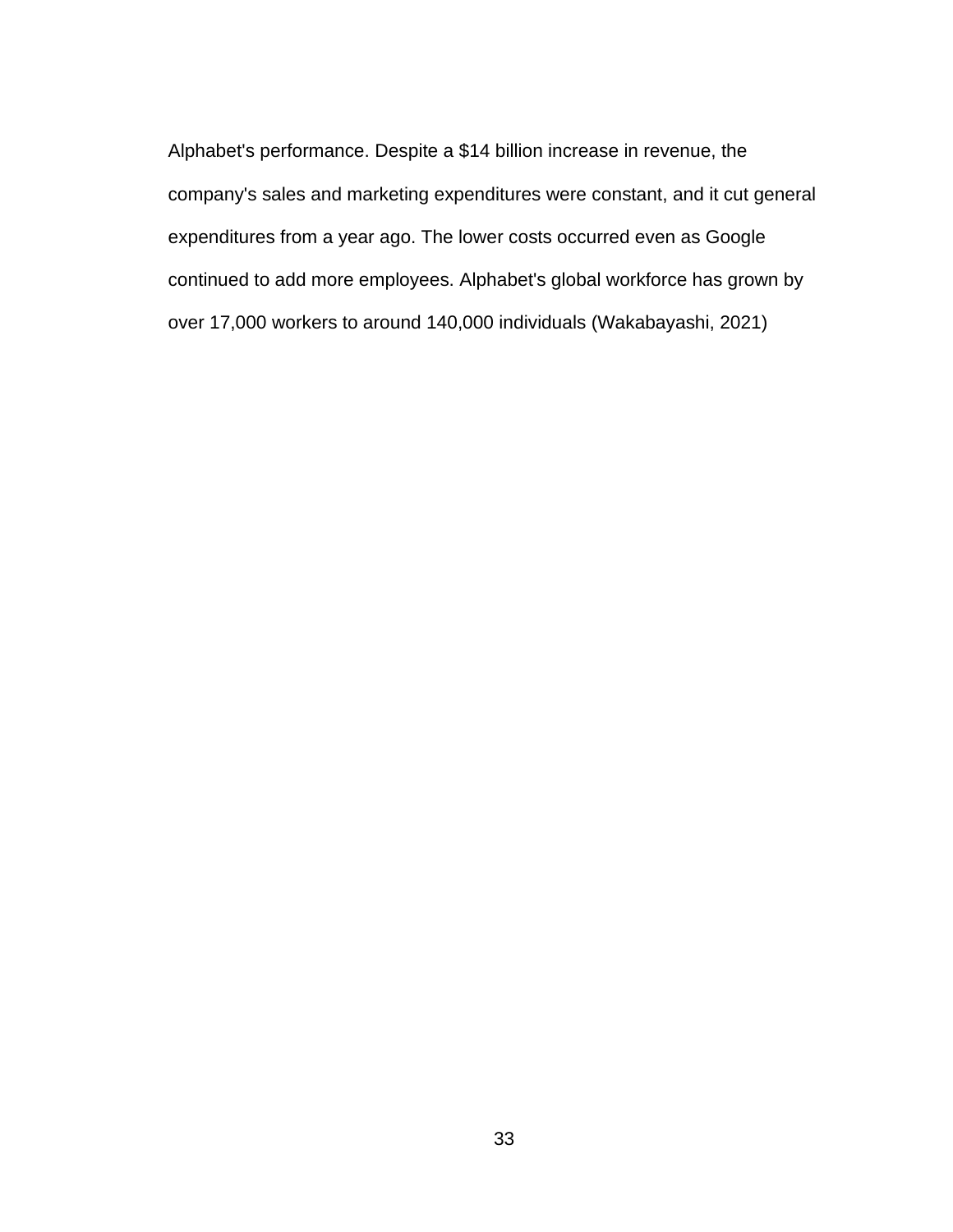Alphabet's performance. Despite a $14 billion increase in revenue, the company's sales and marketing expenditures were constant, and it cut general expenditures from a year ago. The lower costs occurred even as Google continued to add more employees. Alphabet's global workforce has grown by over 17,000 workers to around 140,000 individuals (Wakabayashi, 2021)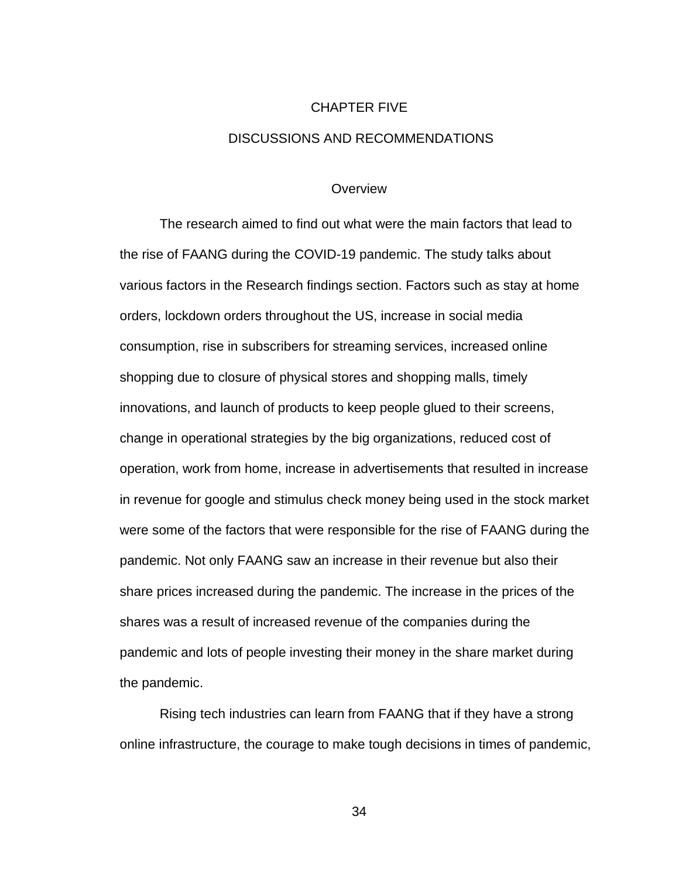# CHAPTER FIVE

# DISCUSSIONS AND RECOMMENDATIONS

## Overview

The research aimed to find out what were the main factors that lead to the rise of FAANG during the COVID-19 pandemic. The study talks about various factors in the Research findings section. Factors such as stay at home orders, lockdown orders throughout the US, increase in social media consumption, rise in subscribers for streaming services, increased online shopping due to closure of physical stores and shopping malls, timely innovations, and launch of products to keep people glued to their screens, change in operational strategies by the big organizations, reduced cost of operation, work from home, increase in advertisements that resulted in increase in revenue for google and stimulus check money being used in the stock market were some of the factors that were responsible for the rise of FAANG during the pandemic. Not only FAANG saw an increase in their revenue but also their share prices increased during the pandemic. The increase in the prices of the shares was a result of increased revenue of the companies during the pandemic and lots of people investing their money in the share market during the pandemic.

Rising tech industries can learn from FAANG that if they have a strong online infrastructure, the courage to make tough decisions in times of pandemic,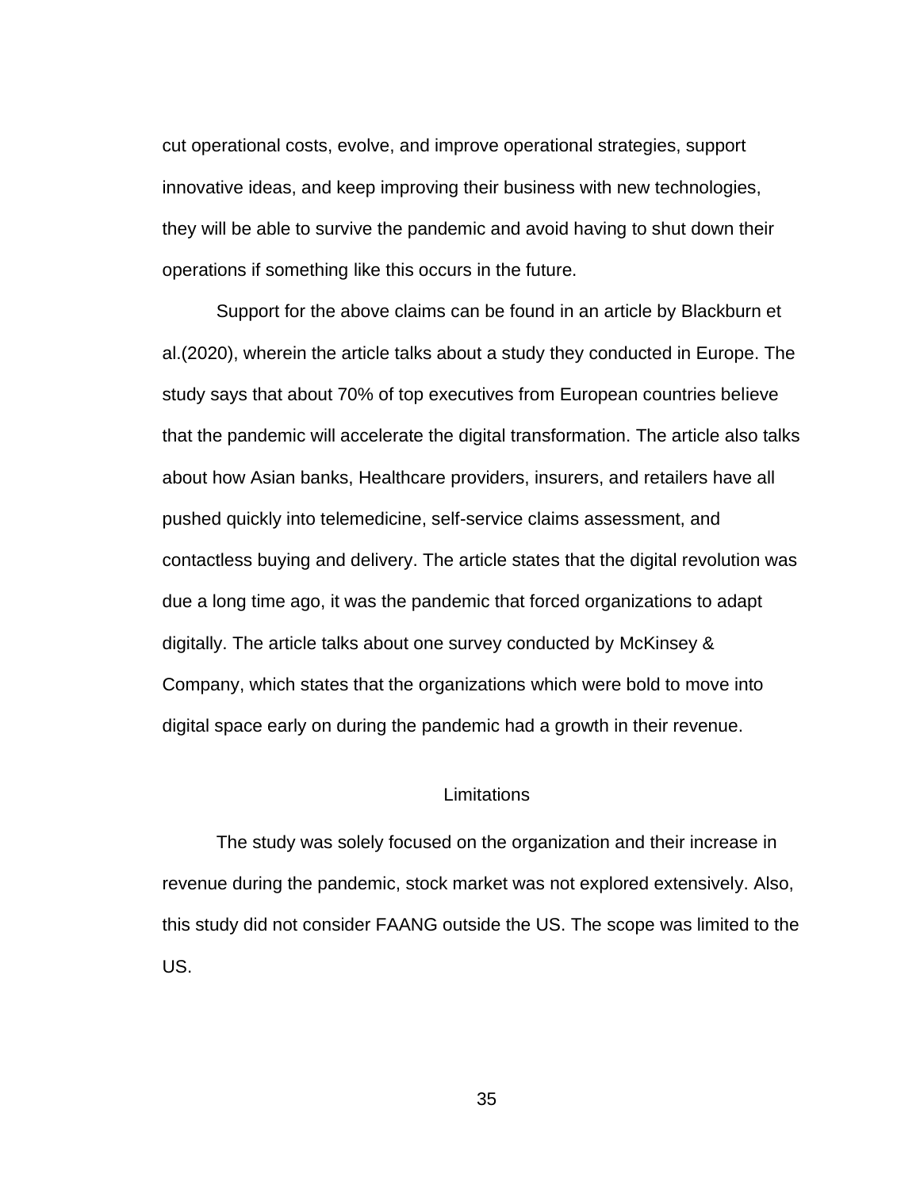cut operational costs, evolve, and improve operational strategies, support innovative ideas, and keep improving their business with new technologies, they will be able to survive the pandemic and avoid having to shut down their operations if something like this occurs in the future.

Support for the above claims can be found in an article by Blackburn et al.(2020), wherein the article talks about a study they conducted in Europe. The study says that about 70% of top executives from European countries believe that the pandemic will accelerate the digital transformation. The article also talks about how Asian banks, Healthcare providers, insurers, and retailers have all pushed quickly into telemedicine, self-service claims assessment, and contactless buying and delivery. The article states that the digital revolution was due a long time ago, it was the pandemic that forced organizations to adapt digitally. The article talks about one survey conducted by McKinsey & Company, which states that the organizations which were bold to move into digital space early on during the pandemic had a growth in their revenue.

## Limitations

The study was solely focused on the organization and their increase in revenue during the pandemic, stock market was not explored extensively. Also, this study did not consider FAANG outside the US. The scope was limited to the US.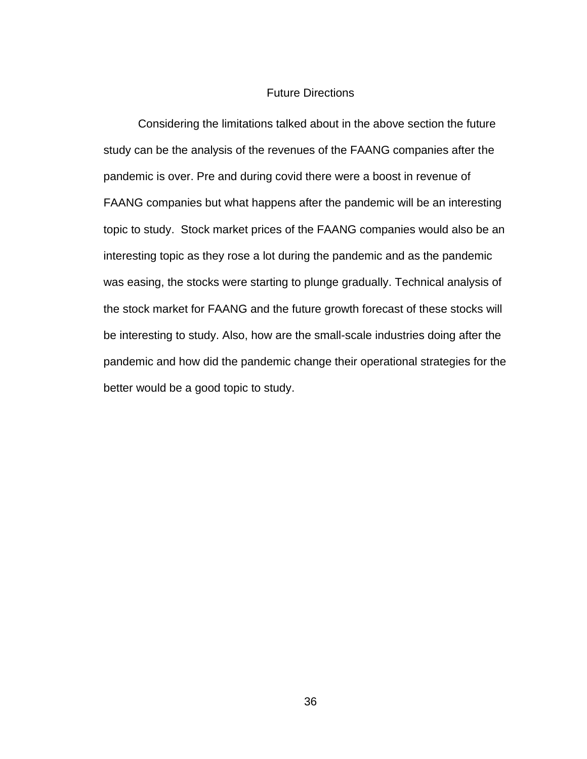## Future Directions

Considering the limitations talked about in the above section the future study can be the analysis of the revenues of the FAANG companies after the pandemic is over. Pre and during covid there were a boost in revenue of FAANG companies but what happens after the pandemic will be an interesting topic to study. Stock market prices of the FAANG companies would also be an interesting topic as they rose a lot during the pandemic and as the pandemic was easing, the stocks were starting to plunge gradually. Technical analysis of the stock market for FAANG and the future growth forecast of these stocks will be interesting to study. Also, how are the small-scale industries doing after the pandemic and how did the pandemic change their operational strategies for the better would be a good topic to study.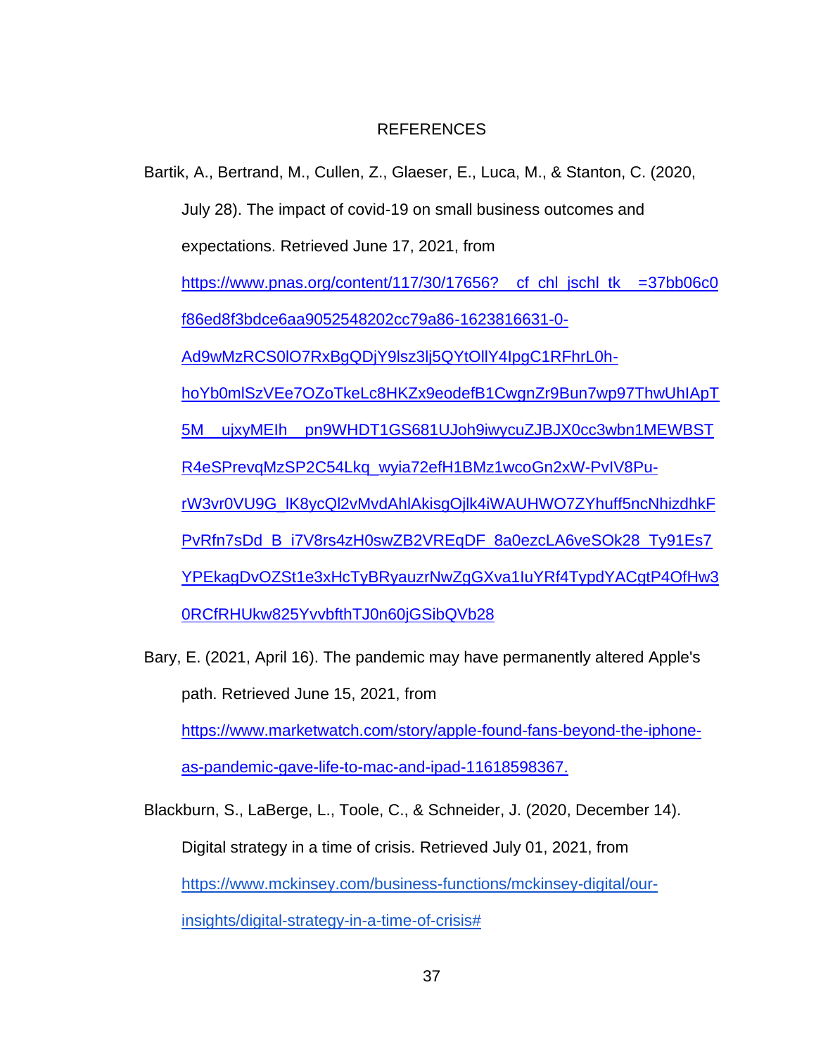# REFERENCES

Bartik, A., Bertrand, M., Cullen, Z., Glaeser, E., Luca, M., & Stanton, C. (2020, July 28). The impact of covid-19 on small business outcomes and expectations. Retrieved June 17, 2021, from https://www.pnas.org/content/117/30/17656?__cf_chl_jschl_tk__=37bb06c0f86ed8f3bdce6aa9052548202cc79a86-1623816631-0-Ad9wMzRCS0lO7RxBgQDjY9lsz3lj5QYtOllY4IpgC1RFhrL0h-hoYb0mlSzVEe7OZoTkeLc8HKZx9eodefB1CwgnZr9Bun7wp97ThwUhIApT5M__ujxyMEIh__pn9WHDT1GS681UJoh9iwycuZJBJX0cc3wbn1MEWBSTR4eSPrevqMzSP2C54Lkq_wyia72efH1BMz1wcoGn2xW-PvIV8Pu-rW3vr0VU9G_lK8ycQl2vMvdAhlAkisgOjlk4iWAUHWO7ZYhuff5ncNhizdhkFPvRfn7sDd_B_i7V8rs4zH0swZB2VREqDF_8a0ezcLA6veSOk28_Ty91Es7YPEkagDvOZSt1e3xHcTyBRyauzrNwZgGXva1IuYRf4TypdYACgtP4OfHw30RCfRHUkw825YvvbfthTJ0n60jGSibQVb28

Bary, E. (2021, April 16). The pandemic may have permanently altered Apple's path. Retrieved June 15, 2021, from https://www.marketwatch.com/story/apple-found-fans-beyond-the-iphone-as-pandemic-gave-life-to-mac-and-ipad-11618598367.

Blackburn, S., LaBerge, L., Toole, C., & Schneider, J. (2020, December 14). Digital strategy in a time of crisis. Retrieved July 01, 2021, from https://www.mckinsey.com/business-functions/mckinsey-digital/our-insights/digital-strategy-in-a-time-of-crisis#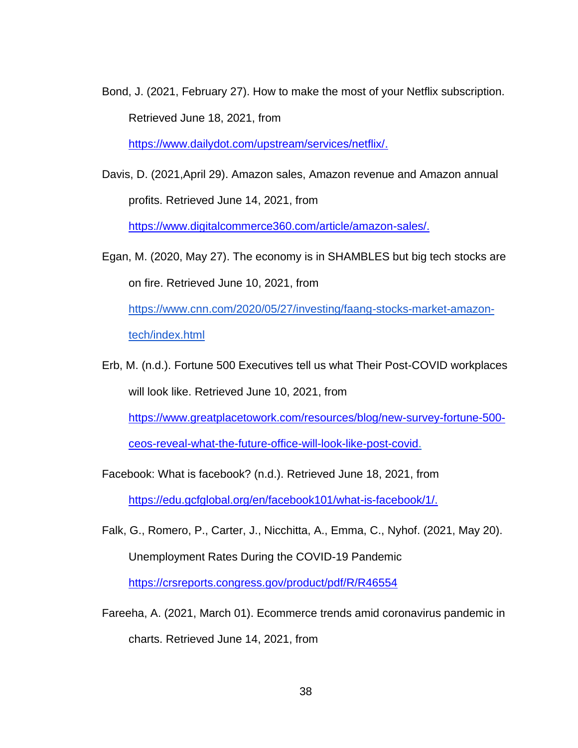Bond, J. (2021, February 27). How to make the most of your Netflix subscription. Retrieved June 18, 2021, from https://www.dailydot.com/upstream/services/netflix/.

Davis, D. (2021,April 29). Amazon sales, Amazon revenue and Amazon annual profits. Retrieved June 14, 2021, from https://www.digitalcommerce360.com/article/amazon-sales/.

Egan, M. (2020, May 27). The economy is in SHAMBLES but big tech stocks are on fire. Retrieved June 10, 2021, from https://www.cnn.com/2020/05/27/investing/faang-stocks-market-amazon-tech/index.html

Erb, M. (n.d.). Fortune 500 Executives tell us what Their Post-COVID workplaces will look like. Retrieved June 10, 2021, from https://www.greatplacetowork.com/resources/blog/new-survey-fortune-500-ceos-reveal-what-the-future-office-will-look-like-post-covid.

Facebook: What is facebook? (n.d.). Retrieved June 18, 2021, from https://edu.gcfglobal.org/en/facebook101/what-is-facebook/1/.

Falk, G., Romero, P., Carter, J., Nicchitta, A., Emma, C., Nyhof. (2021, May 20). Unemployment Rates During the COVID-19 Pandemic https://crsreports.congress.gov/product/pdf/R/R46554

Fareeha, A. (2021, March 01). Ecommerce trends amid coronavirus pandemic in charts. Retrieved June 14, 2021, from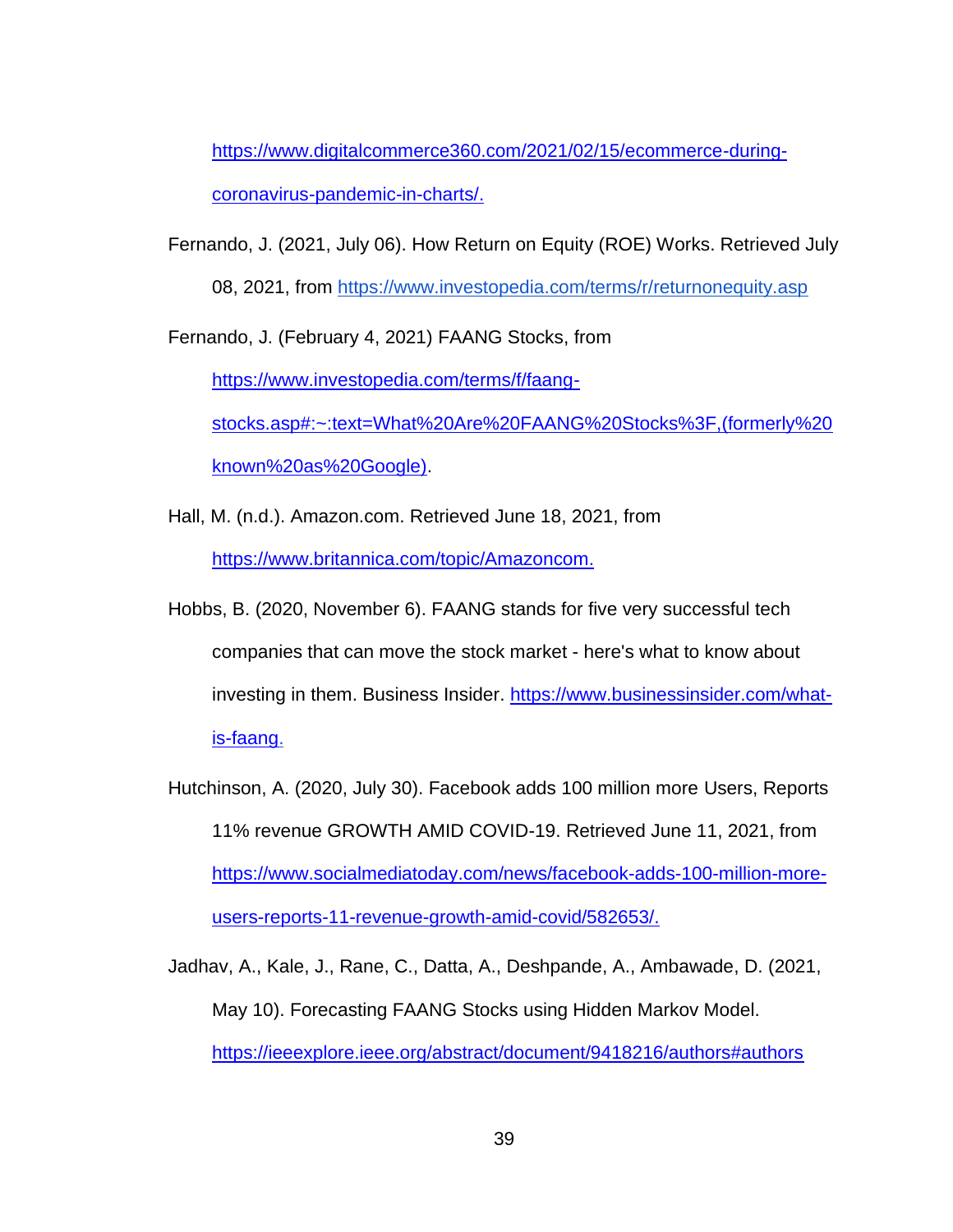https://www.digitalcommerce360.com/2021/02/15/ecommerce-during-coronavirus-pandemic-in-charts/.

Fernando, J. (2021, July 06). How Return on Equity (ROE) Works. Retrieved July 08, 2021, from https://www.investopedia.com/terms/r/returnonequity.asp

Fernando, J. (February 4, 2021) FAANG Stocks, from https://www.investopedia.com/terms/f/faang-stocks.asp#:~:text=What%20Are%20FAANG%20Stocks%3F,(formerly%20known%20as%20Google).

Hall, M. (n.d.). Amazon.com. Retrieved June 18, 2021, from https://www.britannica.com/topic/Amazoncom.

Hobbs, B. (2020, November 6). FAANG stands for five very successful tech companies that can move the stock market - here's what to know about investing in them. Business Insider. https://www.businessinsider.com/what-is-faang.

Hutchinson, A. (2020, July 30). Facebook adds 100 million more Users, Reports 11% revenue GROWTH AMID COVID-19. Retrieved June 11, 2021, from https://www.socialmediatoday.com/news/facebook-adds-100-million-more-users-reports-11-revenue-growth-amid-covid/582653/.

Jadhav, A., Kale, J., Rane, C., Datta, A., Deshpande, A., Ambawade, D. (2021, May 10). Forecasting FAANG Stocks using Hidden Markov Model. https://ieeexplore.ieee.org/abstract/document/9418216/authors#authors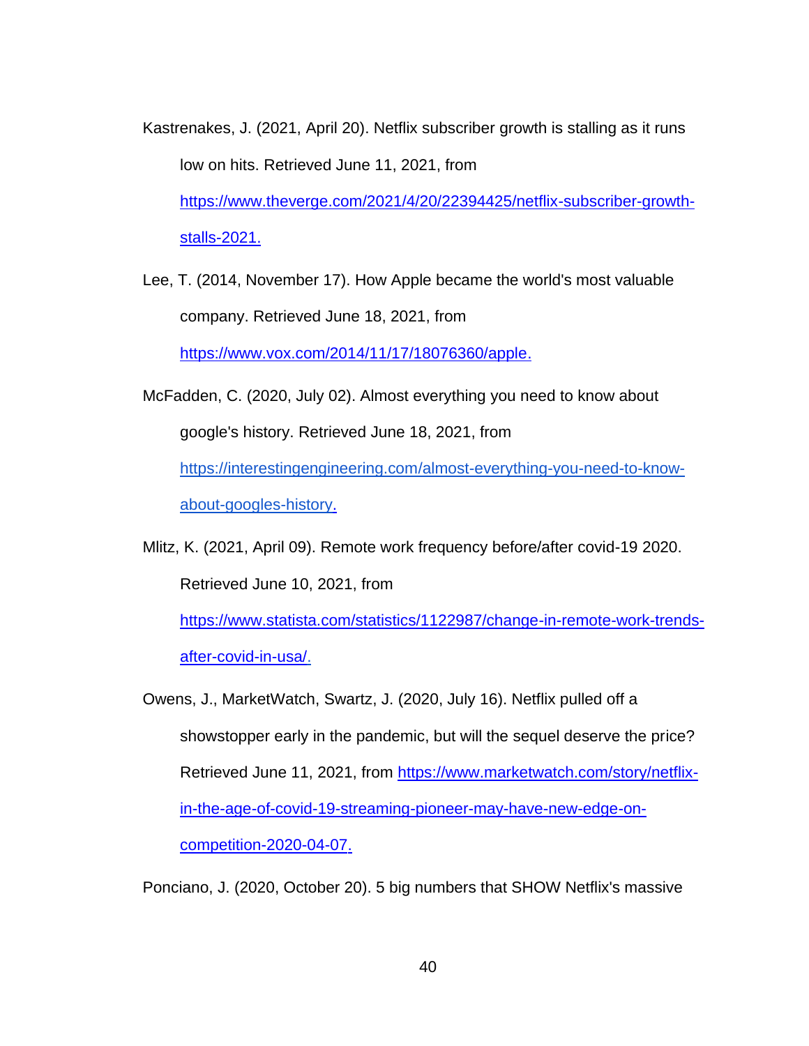Kastrenakes, J. (2021, April 20). Netflix subscriber growth is stalling as it runs low on hits. Retrieved June 11, 2021, from https://www.theverge.com/2021/4/20/22394425/netflix-subscriber-growth-stalls-2021.

Lee, T. (2014, November 17). How Apple became the world's most valuable company. Retrieved June 18, 2021, from https://www.vox.com/2014/11/17/18076360/apple.

McFadden, C. (2020, July 02). Almost everything you need to know about google's history. Retrieved June 18, 2021, from https://interestingengineering.com/almost-everything-you-need-to-know-about-googles-history.

Mlitz, K. (2021, April 09). Remote work frequency before/after covid-19 2020. Retrieved June 10, 2021, from https://www.statista.com/statistics/1122987/change-in-remote-work-trends-after-covid-in-usa/.

Owens, J., MarketWatch, Swartz, J. (2020, July 16). Netflix pulled off a showstopper early in the pandemic, but will the sequel deserve the price? Retrieved June 11, 2021, from https://www.marketwatch.com/story/netflix-in-the-age-of-covid-19-streaming-pioneer-may-have-new-edge-on-competition-2020-04-07.

Ponciano, J. (2020, October 20). 5 big numbers that SHOW Netflix's massive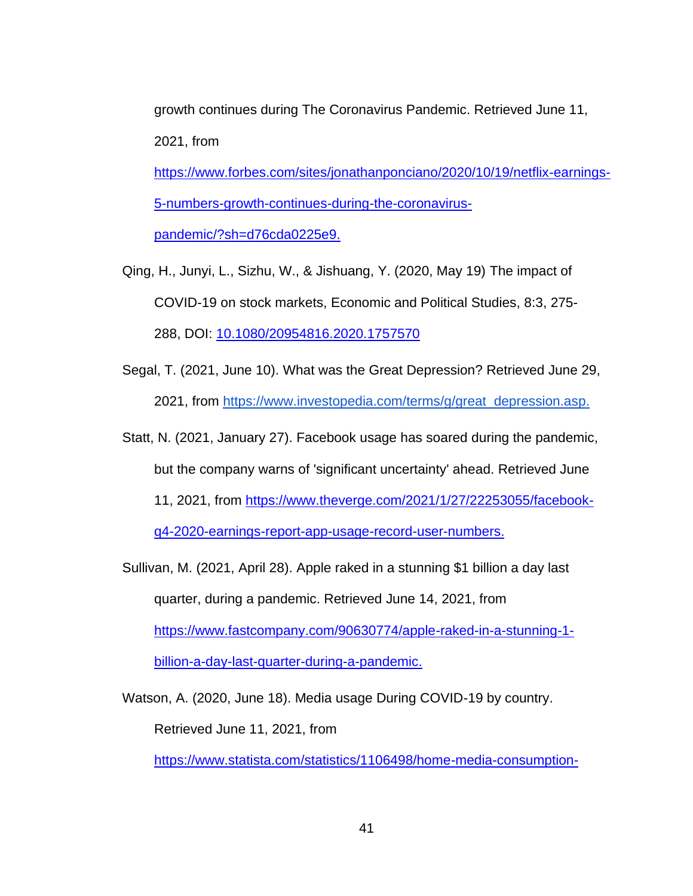growth continues during The Coronavirus Pandemic. Retrieved June 11, 2021, from https://www.forbes.com/sites/jonathanponciano/2020/10/19/netflix-earnings-5-numbers-growth-continues-during-the-coronavirus-pandemic/?sh=d76cda0225e9.

Qing, H., Junyi, L., Sizhu, W., & Jishuang, Y. (2020, May 19) The impact of COVID-19 on stock markets, Economic and Political Studies, 8:3, 275-288, DOI: 10.1080/20954816.2020.1757570

Segal, T. (2021, June 10). What was the Great Depression? Retrieved June 29, 2021, from https://www.investopedia.com/terms/g/great_depression.asp.

Statt, N. (2021, January 27). Facebook usage has soared during the pandemic, but the company warns of 'significant uncertainty' ahead. Retrieved June 11, 2021, from https://www.theverge.com/2021/1/27/22253055/facebook-q4-2020-earnings-report-app-usage-record-user-numbers.

Sullivan, M. (2021, April 28). Apple raked in a stunning $1 billion a day last quarter, during a pandemic. Retrieved June 14, 2021, from https://www.fastcompany.com/90630774/apple-raked-in-a-stunning-1-billion-a-day-last-quarter-during-a-pandemic.

Watson, A. (2020, June 18). Media usage During COVID-19 by country. Retrieved June 11, 2021, from https://www.statista.com/statistics/1106498/home-media-consumption-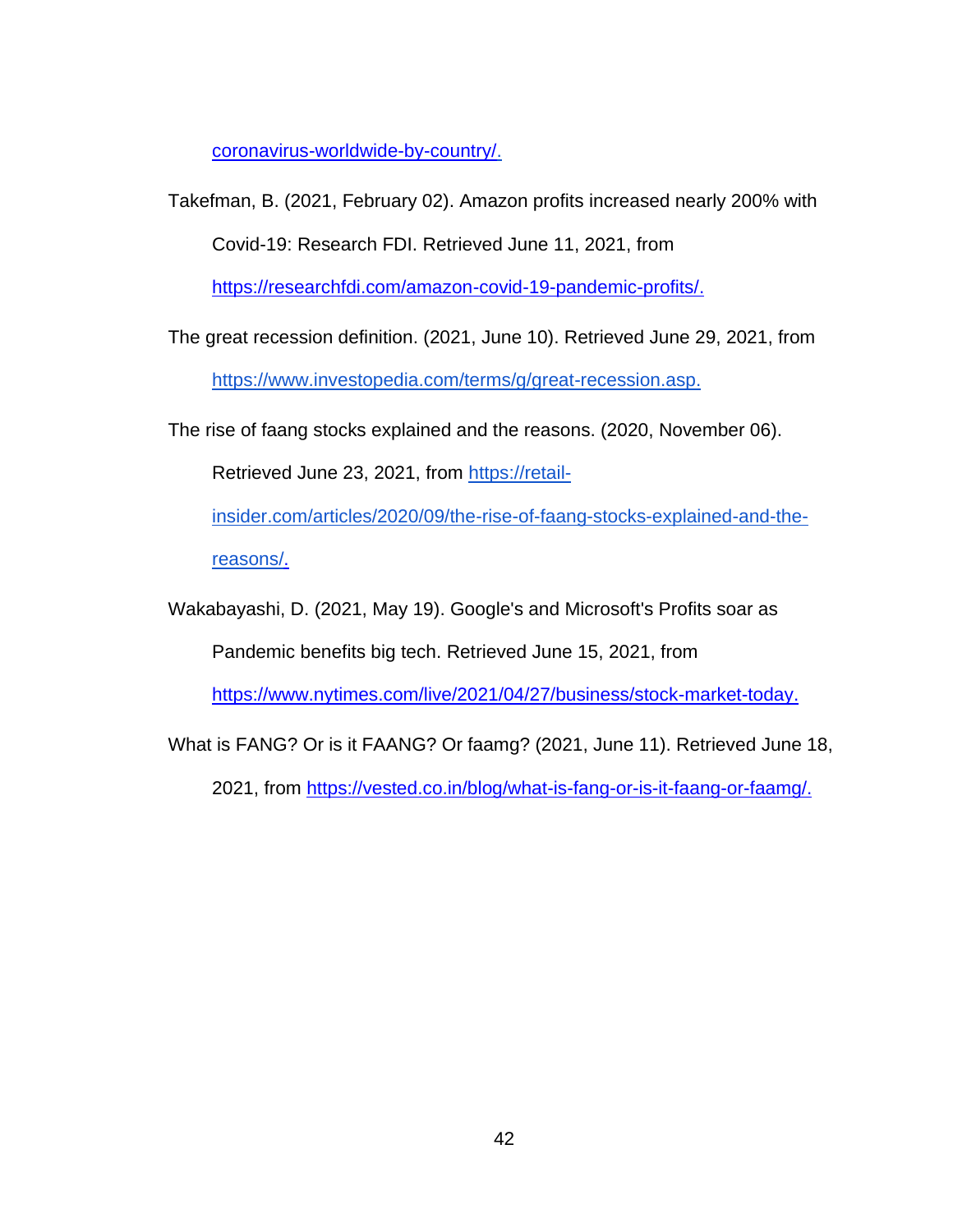coronavirus-worldwide-by-country/.

Takefman, B. (2021, February 02). Amazon profits increased nearly 200% with Covid-19: Research FDI. Retrieved June 11, 2021, from https://researchfdi.com/amazon-covid-19-pandemic-profits/.

The great recession definition. (2021, June 10). Retrieved June 29, 2021, from https://www.investopedia.com/terms/g/great-recession.asp.

The rise of faang stocks explained and the reasons. (2020, November 06). Retrieved June 23, 2021, from https://retail-insider.com/articles/2020/09/the-rise-of-faang-stocks-explained-and-the-reasons/.

Wakabayashi, D. (2021, May 19). Google's and Microsoft's Profits soar as Pandemic benefits big tech. Retrieved June 15, 2021, from https://www.nytimes.com/live/2021/04/27/business/stock-market-today.

What is FANG? Or is it FAANG? Or faamg? (2021, June 11). Retrieved June 18, 2021, from https://vested.co.in/blog/what-is-fang-or-is-it-faang-or-faamg/.